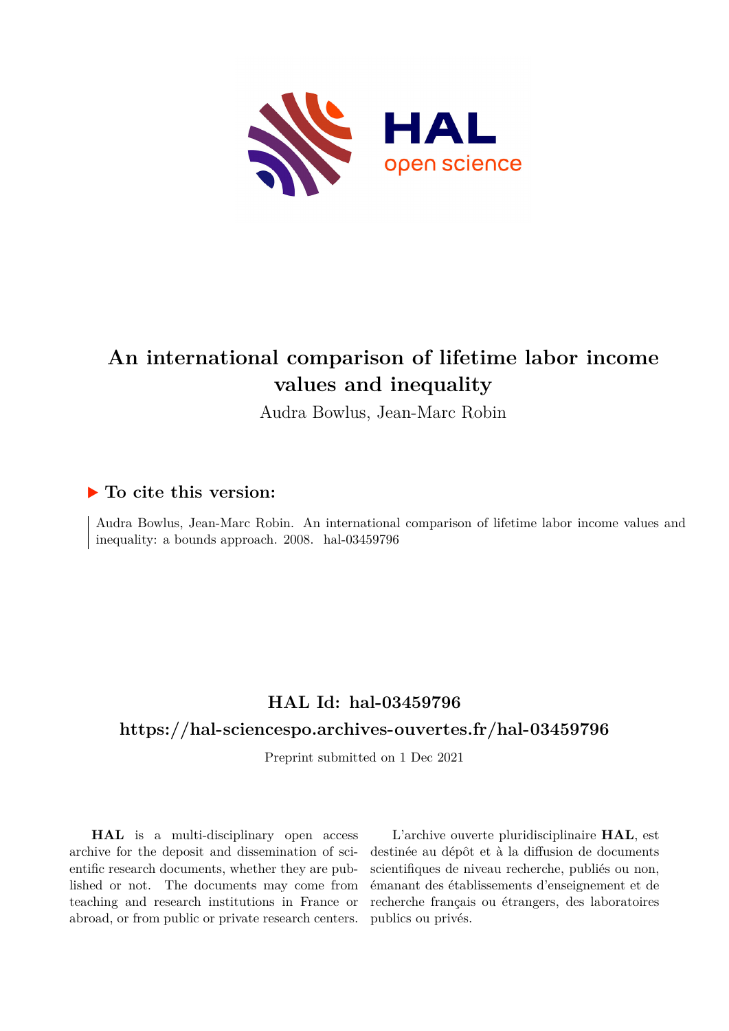# An international comparison of lifetime labor income values and inequality

Audra Bowlus, Jean-Marc Robin

## ▶ To cite this version:

Audra Bowlus, Jean-Marc Robin. An international comparison of lifetime labor income values and inequality: a bounds approach. 2008. hal-03459796

## HAL Id: hal-03459796

## https://hal-sciencespo.archives-ouvertes.fr/hal-03459796

Preprint submitted on 1 Dec 2021

**HAL** is a multi-disciplinary open access archive for the deposit and dissemination of scientific research documents, whether they are published or not. The documents may come from teaching and research institutions in France or abroad, or from public or private research centers.

L'archive ouverte pluridisciplinaire **HAL**, est destinée au dépôt et à la diffusion de documents scientifiques de niveau recherche, publiés ou non, émanant des établissements d'enseignement et de recherche français ou étrangers, des laboratoires publics ou privés.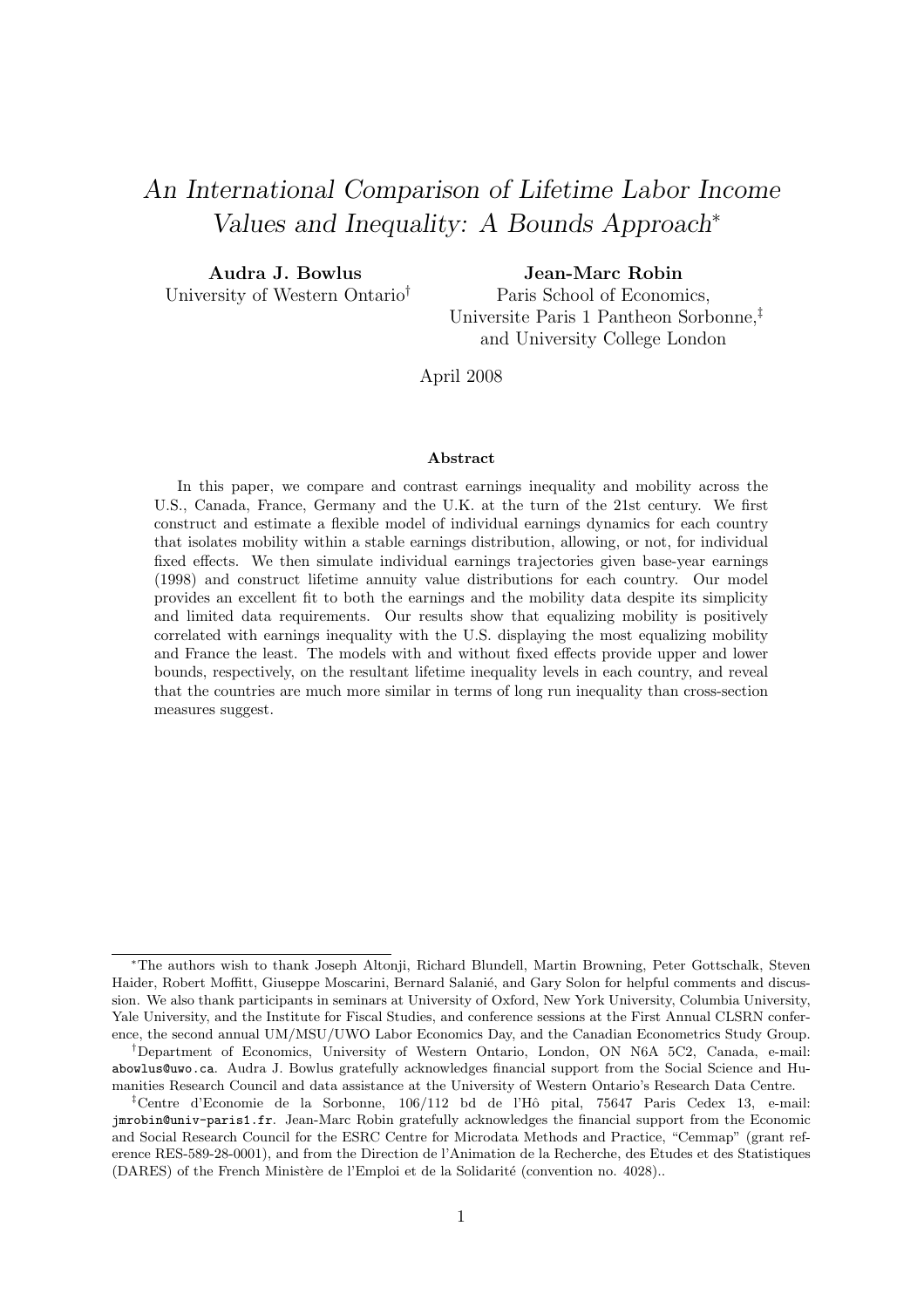# *An International Comparison of Lifetime Labor Income Values and Inequality: A Bounds Approach*[*]

**Audra J. Bowlus**
University of Western Ontario[†]

**Jean-Marc Robin**
Paris School of Economics,
Universite Paris 1 Pantheon Sorbonne,[‡]
and University College London

April 2008

#### Abstract

In this paper, we compare and contrast earnings inequality and mobility across the U.S., Canada, France, Germany and the U.K. at the turn of the 21st century. We first construct and estimate a flexible model of individual earnings dynamics for each country that isolates mobility within a stable earnings distribution, allowing, or not, for individual fixed effects. We then simulate individual earnings trajectories given base-year earnings (1998) and construct lifetime annuity value distributions for each country. Our model provides an excellent fit to both the earnings and the mobility data despite its simplicity and limited data requirements. Our results show that equalizing mobility is positively correlated with earnings inequality with the U.S. displaying the most equalizing mobility and France the least. The models with and without fixed effects provide upper and lower bounds, respectively, on the resultant lifetime inequality levels in each country, and reveal that the countries are much more similar in terms of long run inequality than cross-section measures suggest.

---

[*] The authors wish to thank Joseph Altonji, Richard Blundell, Martin Browning, Peter Gottschalk, Steven Haider, Robert Moffitt, Giuseppe Moscarini, Bernard Salanié, and Gary Solon for helpful comments and discussion. We also thank participants in seminars at University of Oxford, New York University, Columbia University, Yale University, and the Institute for Fiscal Studies, and conference sessions at the First Annual CLSRN conference, the second annual UM/MSU/UWO Labor Economics Day, and the Canadian Econometrics Study Group.

[†] Department of Economics, University of Western Ontario, London, ON N6A 5C2, Canada, e-mail: abowlus@uwo.ca. Audra J. Bowlus gratefully acknowledges financial support from the Social Science and Humanities Research Council and data assistance at the University of Western Ontario's Research Data Centre.

[‡] Centre d'Economie de la Sorbonne, 106/112 bd de l'Hô pital, 75647 Paris Cedex 13, e-mail: jmrobin@univ-paris1.fr. Jean-Marc Robin gratefully acknowledges the financial support from the Economic and Social Research Council for the ESRC Centre for Microdata Methods and Practice, "Cemmap" (grant reference RES-589-28-0001), and from the Direction de l'Animation de la Recherche, des Etudes et des Statistiques (DARES) of the French Ministère de l'Emploi et de la Solidarité (convention no. 4028)..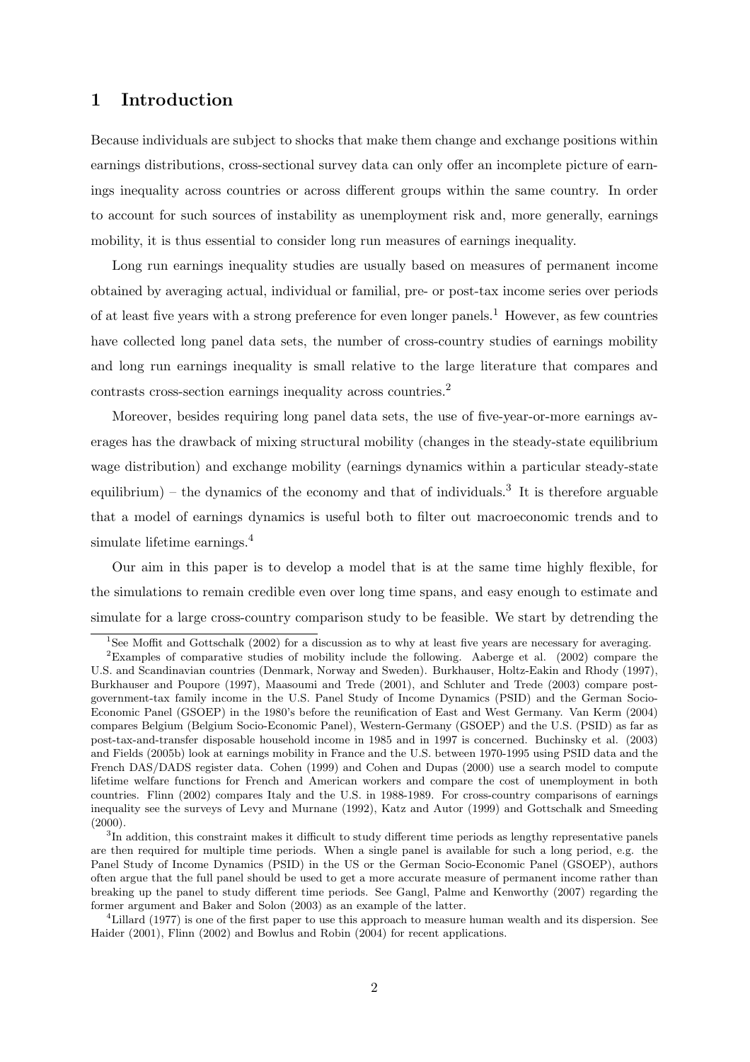# 1 Introduction

Because individuals are subject to shocks that make them change and exchange positions within earnings distributions, cross-sectional survey data can only offer an incomplete picture of earnings inequality across countries or across different groups within the same country. In order to account for such sources of instability as unemployment risk and, more generally, earnings mobility, it is thus essential to consider long run measures of earnings inequality.

Long run earnings inequality studies are usually based on measures of permanent income obtained by averaging actual, individual or familial, pre- or post-tax income series over periods of at least five years with a strong preference for even longer panels.[1] However, as few countries have collected long panel data sets, the number of cross-country studies of earnings mobility and long run earnings inequality is small relative to the large literature that compares and contrasts cross-section earnings inequality across countries.[2]

Moreover, besides requiring long panel data sets, the use of five-year-or-more earnings averages has the drawback of mixing structural mobility (changes in the steady-state equilibrium wage distribution) and exchange mobility (earnings dynamics within a particular steady-state equilibrium) – the dynamics of the economy and that of individuals.[3] It is therefore arguable that a model of earnings dynamics is useful both to filter out macroeconomic trends and to simulate lifetime earnings.[4]

Our aim in this paper is to develop a model that is at the same time highly flexible, for the simulations to remain credible even over long time spans, and easy enough to estimate and simulate for a large cross-country comparison study to be feasible. We start by detrending the

[1] See Moffit and Gottschalk (2002) for a discussion as to why at least five years are necessary for averaging.

[2] Examples of comparative studies of mobility include the following. Aaberge et al. (2002) compare the U.S. and Scandinavian countries (Denmark, Norway and Sweden). Burkhauser, Holtz-Eakin and Rhody (1997), Burkhauser and Poupore (1997), Maasoumi and Trede (2001), and Schluter and Trede (2003) compare post-government-tax family income in the U.S. Panel Study of Income Dynamics (PSID) and the German Socio-Economic Panel (GSOEP) in the 1980's before the reunification of East and West Germany. Van Kerm (2004) compares Belgium (Belgium Socio-Economic Panel), Western-Germany (GSOEP) and the U.S. (PSID) as far as post-tax-and-transfer disposable household income in 1985 and in 1997 is concerned. Buchinsky et al. (2003) and Fields (2005b) look at earnings mobility in France and the U.S. between 1970-1995 using PSID data and the French DAS/DADS register data. Cohen (1999) and Cohen and Dupas (2000) use a search model to compute lifetime welfare functions for French and American workers and compare the cost of unemployment in both countries. Flinn (2002) compares Italy and the U.S. in 1988-1989. For cross-country comparisons of earnings inequality see the surveys of Levy and Murnane (1992), Katz and Autor (1999) and Gottschalk and Smeeding (2000).

[3] In addition, this constraint makes it difficult to study different time periods as lengthy representative panels are then required for multiple time periods. When a single panel is available for such a long period, e.g. the Panel Study of Income Dynamics (PSID) in the US or the German Socio-Economic Panel (GSOEP), authors often argue that the full panel should be used to get a more accurate measure of permanent income rather than breaking up the panel to study different time periods. See Gangl, Palme and Kenworthy (2007) regarding the former argument and Baker and Solon (2003) as an example of the latter.

[4] Lillard (1977) is one of the first paper to use this approach to measure human wealth and its dispersion. See Haider (2001), Flinn (2002) and Bowlus and Robin (2004) for recent applications.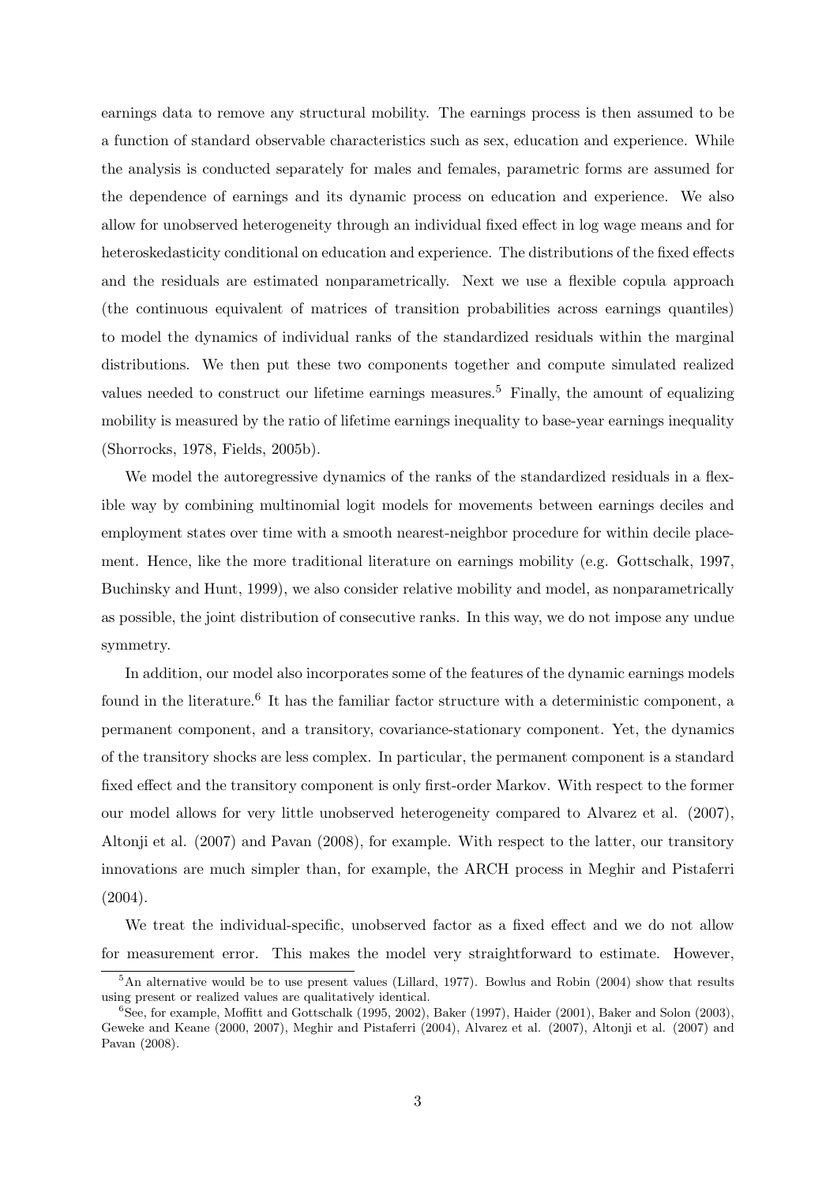earnings data to remove any structural mobility. The earnings process is then assumed to be a function of standard observable characteristics such as sex, education and experience. While the analysis is conducted separately for males and females, parametric forms are assumed for the dependence of earnings and its dynamic process on education and experience. We also allow for unobserved heterogeneity through an individual fixed effect in log wage means and for heteroskedasticity conditional on education and experience. The distributions of the fixed effects and the residuals are estimated nonparametrically. Next we use a flexible copula approach (the continuous equivalent of matrices of transition probabilities across earnings quantiles) to model the dynamics of individual ranks of the standardized residuals within the marginal distributions. We then put these two components together and compute simulated realized values needed to construct our lifetime earnings measures.[5] Finally, the amount of equalizing mobility is measured by the ratio of lifetime earnings inequality to base-year earnings inequality (Shorrocks, 1978, Fields, 2005b).

We model the autoregressive dynamics of the ranks of the standardized residuals in a flexible way by combining multinomial logit models for movements between earnings deciles and employment states over time with a smooth nearest-neighbor procedure for within decile placement. Hence, like the more traditional literature on earnings mobility (e.g. Gottschalk, 1997, Buchinsky and Hunt, 1999), we also consider relative mobility and model, as nonparametrically as possible, the joint distribution of consecutive ranks. In this way, we do not impose any undue symmetry.

In addition, our model also incorporates some of the features of the dynamic earnings models found in the literature.[6] It has the familiar factor structure with a deterministic component, a permanent component, and a transitory, covariance-stationary component. Yet, the dynamics of the transitory shocks are less complex. In particular, the permanent component is a standard fixed effect and the transitory component is only first-order Markov. With respect to the former our model allows for very little unobserved heterogeneity compared to Alvarez et al. (2007), Altonji et al. (2007) and Pavan (2008), for example. With respect to the latter, our transitory innovations are much simpler than, for example, the ARCH process in Meghir and Pistaferri (2004).

We treat the individual-specific, unobserved factor as a fixed effect and we do not allow for measurement error. This makes the model very straightforward to estimate. However,

[5] An alternative would be to use present values (Lillard, 1977). Bowlus and Robin (2004) show that results using present or realized values are qualitatively identical.

[6] See, for example, Moffitt and Gottschalk (1995, 2002), Baker (1997), Haider (2001), Baker and Solon (2003), Geweke and Keane (2000, 2007), Meghir and Pistaferri (2004), Alvarez et al. (2007), Altonji et al. (2007) and Pavan (2008).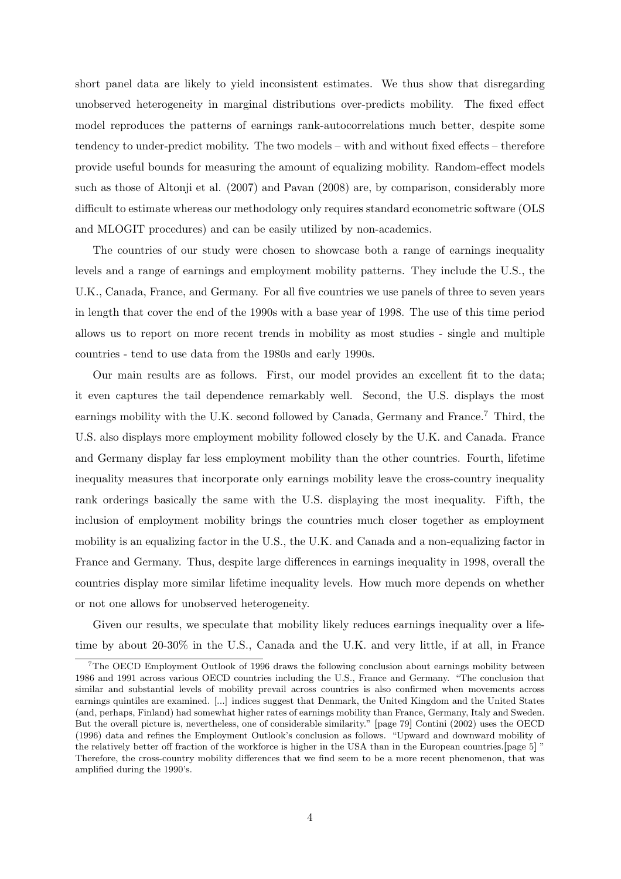short panel data are likely to yield inconsistent estimates. We thus show that disregarding unobserved heterogeneity in marginal distributions over-predicts mobility. The fixed effect model reproduces the patterns of earnings rank-autocorrelations much better, despite some tendency to under-predict mobility. The two models – with and without fixed effects – therefore provide useful bounds for measuring the amount of equalizing mobility. Random-effect models such as those of Altonji et al. (2007) and Pavan (2008) are, by comparison, considerably more difficult to estimate whereas our methodology only requires standard econometric software (OLS and MLOGIT procedures) and can be easily utilized by non-academics.

The countries of our study were chosen to showcase both a range of earnings inequality levels and a range of earnings and employment mobility patterns. They include the U.S., the U.K., Canada, France, and Germany. For all five countries we use panels of three to seven years in length that cover the end of the 1990s with a base year of 1998. The use of this time period allows us to report on more recent trends in mobility as most studies - single and multiple countries - tend to use data from the 1980s and early 1990s.

Our main results are as follows. First, our model provides an excellent fit to the data; it even captures the tail dependence remarkably well. Second, the U.S. displays the most earnings mobility with the U.K. second followed by Canada, Germany and France.[7] Third, the U.S. also displays more employment mobility followed closely by the U.K. and Canada. France and Germany display far less employment mobility than the other countries. Fourth, lifetime inequality measures that incorporate only earnings mobility leave the cross-country inequality rank orderings basically the same with the U.S. displaying the most inequality. Fifth, the inclusion of employment mobility brings the countries much closer together as employment mobility is an equalizing factor in the U.S., the U.K. and Canada and a non-equalizing factor in France and Germany. Thus, despite large differences in earnings inequality in 1998, overall the countries display more similar lifetime inequality levels. How much more depends on whether or not one allows for unobserved heterogeneity.

Given our results, we speculate that mobility likely reduces earnings inequality over a lifetime by about 20-30% in the U.S., Canada and the U.K. and very little, if at all, in France

[7] The OECD Employment Outlook of 1996 draws the following conclusion about earnings mobility between 1986 and 1991 across various OECD countries including the U.S., France and Germany. "The conclusion that similar and substantial levels of mobility prevail across countries is also confirmed when movements across earnings quintiles are examined. [...] indices suggest that Denmark, the United Kingdom and the United States (and, perhaps, Finland) had somewhat higher rates of earnings mobility than France, Germany, Italy and Sweden. But the overall picture is, nevertheless, one of considerable similarity." [page 79] Contini (2002) uses the OECD (1996) data and refines the Employment Outlook's conclusion as follows. "Upward and downward mobility of the relatively better off fraction of the workforce is higher in the USA than in the European countries.[page 5] " Therefore, the cross-country mobility differences that we find seem to be a more recent phenomenon, that was amplified during the 1990's.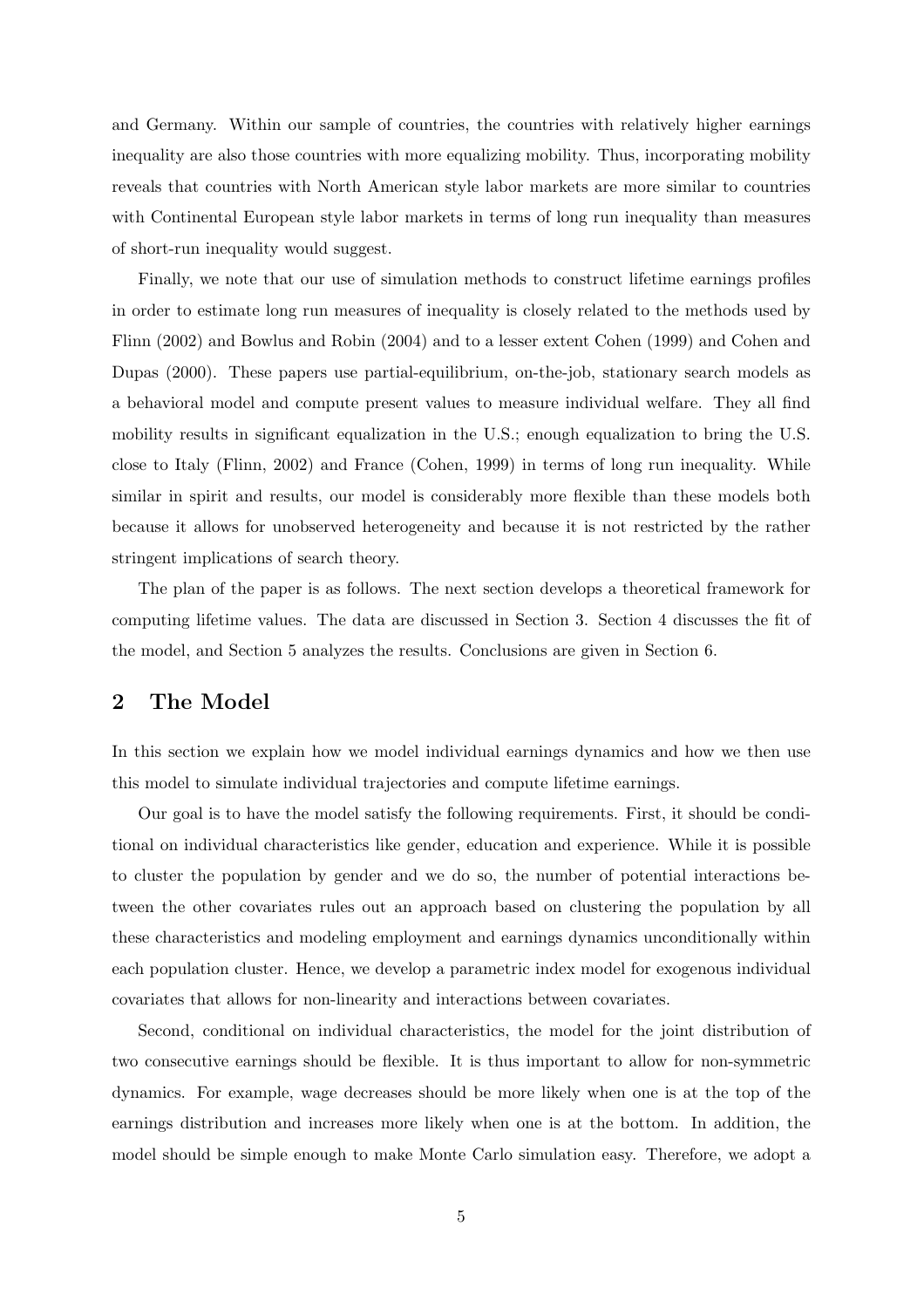and Germany. Within our sample of countries, the countries with relatively higher earnings inequality are also those countries with more equalizing mobility. Thus, incorporating mobility reveals that countries with North American style labor markets are more similar to countries with Continental European style labor markets in terms of long run inequality than measures of short-run inequality would suggest.

Finally, we note that our use of simulation methods to construct lifetime earnings profiles in order to estimate long run measures of inequality is closely related to the methods used by Flinn (2002) and Bowlus and Robin (2004) and to a lesser extent Cohen (1999) and Cohen and Dupas (2000). These papers use partial-equilibrium, on-the-job, stationary search models as a behavioral model and compute present values to measure individual welfare. They all find mobility results in significant equalization in the U.S.; enough equalization to bring the U.S. close to Italy (Flinn, 2002) and France (Cohen, 1999) in terms of long run inequality. While similar in spirit and results, our model is considerably more flexible than these models both because it allows for unobserved heterogeneity and because it is not restricted by the rather stringent implications of search theory.

The plan of the paper is as follows. The next section develops a theoretical framework for computing lifetime values. The data are discussed in Section 3. Section 4 discusses the fit of the model, and Section 5 analyzes the results. Conclusions are given in Section 6.

## 2 The Model

In this section we explain how we model individual earnings dynamics and how we then use this model to simulate individual trajectories and compute lifetime earnings.

Our goal is to have the model satisfy the following requirements. First, it should be conditional on individual characteristics like gender, education and experience. While it is possible to cluster the population by gender and we do so, the number of potential interactions between the other covariates rules out an approach based on clustering the population by all these characteristics and modeling employment and earnings dynamics unconditionally within each population cluster. Hence, we develop a parametric index model for exogenous individual covariates that allows for non-linearity and interactions between covariates.

Second, conditional on individual characteristics, the model for the joint distribution of two consecutive earnings should be flexible. It is thus important to allow for non-symmetric dynamics. For example, wage decreases should be more likely when one is at the top of the earnings distribution and increases more likely when one is at the bottom. In addition, the model should be simple enough to make Monte Carlo simulation easy. Therefore, we adopt a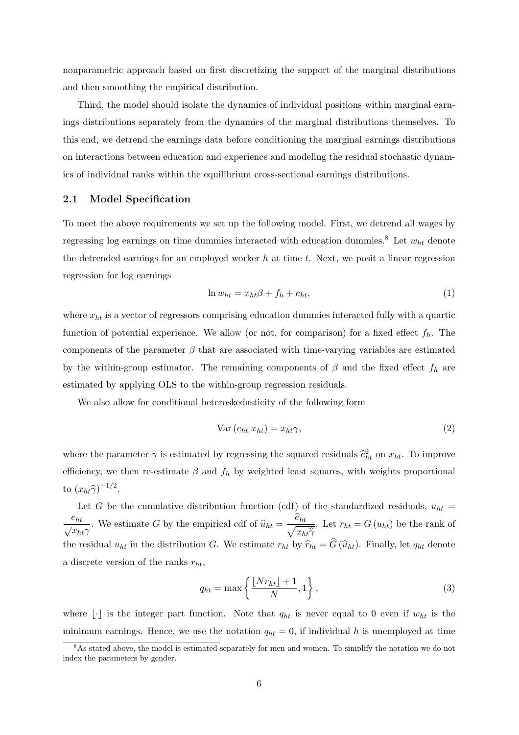nonparametric approach based on first discretizing the support of the marginal distributions and then smoothing the empirical distribution.

Third, the model should isolate the dynamics of individual positions within marginal earnings distributions separately from the dynamics of the marginal distributions themselves. To this end, we detrend the earnings data before conditioning the marginal earnings distributions on interactions between education and experience and modeling the residual stochastic dynamics of individual ranks within the equilibrium cross-sectional earnings distributions.

## 2.1 Model Specification

To meet the above requirements we set up the following model. First, we detrend all wages by regressing log earnings on time dummies interacted with education dummies.[8] Let $w_{ht}$ denote the detrended earnings for an employed worker $h$ at time $t$. Next, we posit a linear regression regression for log earnings

$$\ln w_{ht} = x_{ht}\beta + f_h + e_{ht}, \tag{1}$$

where $x_{ht}$ is a vector of regressors comprising education dummies interacted fully with a quartic function of potential experience. We allow (or not, for comparison) for a fixed effect $f_h$. The components of the parameter $\beta$ that are associated with time-varying variables are estimated by the within-group estimator. The remaining components of $\beta$ and the fixed effect $f_h$ are estimated by applying OLS to the within-group regression residuals.

We also allow for conditional heteroskedasticity of the following form

$$\operatorname{Var}(e_{ht}|x_{ht}) = x_{ht}\gamma, \tag{2}$$

where the parameter $\gamma$ is estimated by regressing the squared residuals $\widehat{e}_{ht}^2$ on $x_{ht}$. To improve efficiency, we then re-estimate $\beta$ and $f_h$ by weighted least squares, with weights proportional to $(x_{ht}\widehat{\gamma})^{-1/2}$.

Let $G$ be the cumulative distribution function (cdf) of the standardized residuals, $u_{ht} = \dfrac{e_{ht}}{\sqrt{x_{ht}\gamma}}$. We estimate $G$ by the empirical cdf of $\widehat{u}_{ht} = \dfrac{\widehat{e}_{ht}}{\sqrt{x_{ht}\widehat{\gamma}}}$. Let $r_{ht} = G(u_{ht})$ be the rank of the residual $u_{ht}$ in the distribution $G$. We estimate $r_{ht}$ by $\widehat{r}_{ht} = \widehat{G}(\widehat{u}_{ht})$. Finally, let $q_{ht}$ denote a discrete version of the ranks $r_{ht}$,

$$q_{ht} = \max\left\{\frac{\lfloor N r_{ht}\rfloor + 1}{N}, 1\right\}, \tag{3}$$

where $\lfloor\cdot\rfloor$ is the integer part function. Note that $q_{ht}$ is never equal to 0 even if $w_{ht}$ is the minimum earnings. Hence, we use the notation $q_{ht} = 0$, if individual $h$ is unemployed at time

[8] As stated above, the model is estimated separately for men and women. To simplify the notation we do not index the parameters by gender.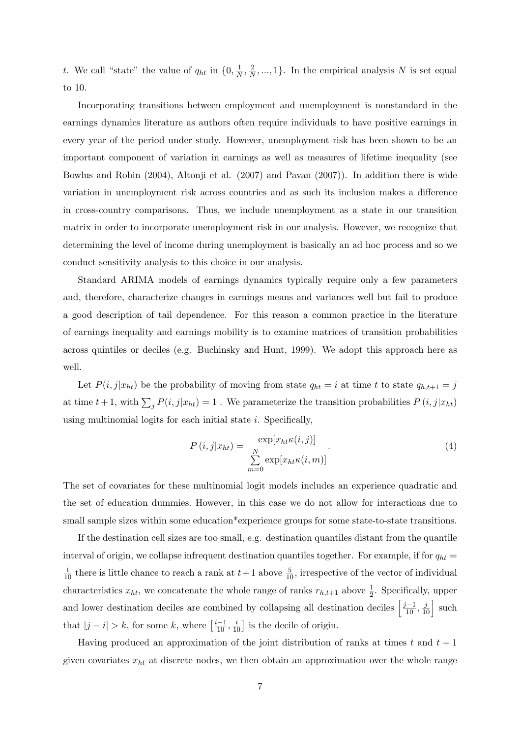$t$. We call "state" the value of $q_{ht}$ in $\{0, \frac{1}{N}, \frac{2}{N}, ..., 1\}$. In the empirical analysis $N$ is set equal to 10.

Incorporating transitions between employment and unemployment is nonstandard in the earnings dynamics literature as authors often require individuals to have positive earnings in every year of the period under study. However, unemployment risk has been shown to be an important component of variation in earnings as well as measures of lifetime inequality (see Bowlus and Robin (2004), Altonji et al. (2007) and Pavan (2007)). In addition there is wide variation in unemployment risk across countries and as such its inclusion makes a difference in cross-country comparisons. Thus, we include unemployment as a state in our transition matrix in order to incorporate unemployment risk in our analysis. However, we recognize that determining the level of income during unemployment is basically an ad hoc process and so we conduct sensitivity analysis to this choice in our analysis.

Standard ARIMA models of earnings dynamics typically require only a few parameters and, therefore, characterize changes in earnings means and variances well but fail to produce a good description of tail dependence. For this reason a common practice in the literature of earnings inequality and earnings mobility is to examine matrices of transition probabilities across quintiles or deciles (e.g. Buchinsky and Hunt, 1999). We adopt this approach here as well.

Let $P(i, j|x_{ht})$ be the probability of moving from state $q_{ht} = i$ at time $t$ to state $q_{h,t+1} = j$ at time $t+1$, with $\sum_j P(i, j|x_{ht}) = 1$ . We parameterize the transition probabilities $P(i, j|x_{ht})$ using multinomial logits for each initial state $i$. Specifically,

$$P(i, j|x_{ht}) = \frac{\exp[x_{ht}\kappa(i, j)]}{\sum\limits_{m=0}^{N} \exp[x_{ht}\kappa(i, m)]}. \tag{4}$$

The set of covariates for these multinomial logit models includes an experience quadratic and the set of education dummies. However, in this case we do not allow for interactions due to small sample sizes within some education*experience groups for some state-to-state transitions.

If the destination cell sizes are too small, e.g. destination quantiles distant from the quantile interval of origin, we collapse infrequent destination quantiles together. For example, if for $q_{ht} = \frac{1}{10}$ there is little chance to reach a rank at $t+1$ above $\frac{5}{10}$, irrespective of the vector of individual characteristics $x_{ht}$, we concatenate the whole range of ranks $r_{h,t+1}$ above $\frac{1}{2}$. Specifically, upper and lower destination deciles are combined by collapsing all destination deciles $\left[\frac{j-1}{10}, \frac{j}{10}\right]$ such that $|j - i| > k$, for some $k$, where $\left[\frac{i-1}{10}, \frac{i}{10}\right]$ is the decile of origin.

Having produced an approximation of the joint distribution of ranks at times $t$ and $t+1$ given covariates $x_{ht}$ at discrete nodes, we then obtain an approximation over the whole range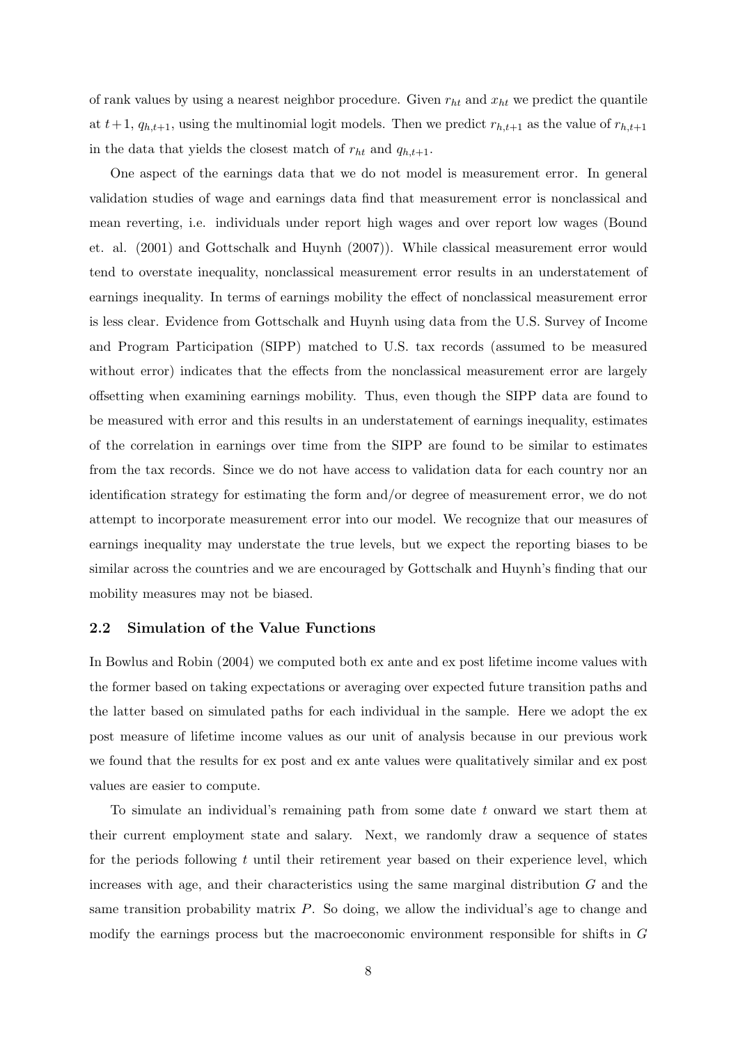of rank values by using a nearest neighbor procedure. Given $r_{ht}$ and $x_{ht}$ we predict the quantile at $t+1$, $q_{h,t+1}$, using the multinomial logit models. Then we predict $r_{h,t+1}$ as the value of $r_{h,t+1}$ in the data that yields the closest match of $r_{ht}$ and $q_{h,t+1}$.

One aspect of the earnings data that we do not model is measurement error. In general validation studies of wage and earnings data find that measurement error is nonclassical and mean reverting, i.e. individuals under report high wages and over report low wages (Bound et. al. (2001) and Gottschalk and Huynh (2007)). While classical measurement error would tend to overstate inequality, nonclassical measurement error results in an understatement of earnings inequality. In terms of earnings mobility the effect of nonclassical measurement error is less clear. Evidence from Gottschalk and Huynh using data from the U.S. Survey of Income and Program Participation (SIPP) matched to U.S. tax records (assumed to be measured without error) indicates that the effects from the nonclassical measurement error are largely offsetting when examining earnings mobility. Thus, even though the SIPP data are found to be measured with error and this results in an understatement of earnings inequality, estimates of the correlation in earnings over time from the SIPP are found to be similar to estimates from the tax records. Since we do not have access to validation data for each country nor an identification strategy for estimating the form and/or degree of measurement error, we do not attempt to incorporate measurement error into our model. We recognize that our measures of earnings inequality may understate the true levels, but we expect the reporting biases to be similar across the countries and we are encouraged by Gottschalk and Huynh's finding that our mobility measures may not be biased.

### 2.2 Simulation of the Value Functions

In Bowlus and Robin (2004) we computed both ex ante and ex post lifetime income values with the former based on taking expectations or averaging over expected future transition paths and the latter based on simulated paths for each individual in the sample. Here we adopt the ex post measure of lifetime income values as our unit of analysis because in our previous work we found that the results for ex post and ex ante values were qualitatively similar and ex post values are easier to compute.

To simulate an individual's remaining path from some date $t$ onward we start them at their current employment state and salary. Next, we randomly draw a sequence of states for the periods following $t$ until their retirement year based on their experience level, which increases with age, and their characteristics using the same marginal distribution $G$ and the same transition probability matrix $P$. So doing, we allow the individual's age to change and modify the earnings process but the macroeconomic environment responsible for shifts in $G$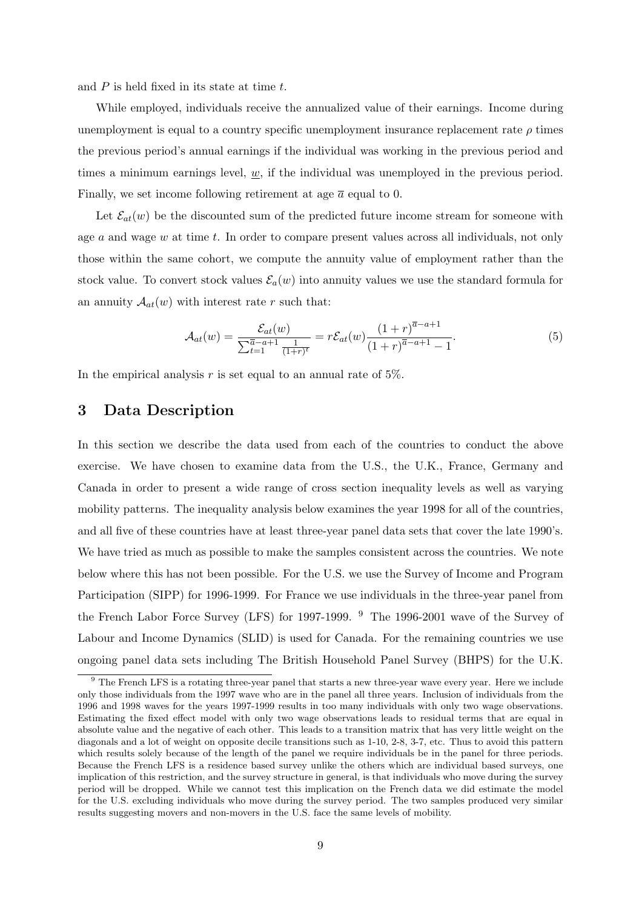and $P$ is held fixed in its state at time $t$.

While employed, individuals receive the annualized value of their earnings. Income during unemployment is equal to a country specific unemployment insurance replacement rate $\rho$ times the previous period's annual earnings if the individual was working in the previous period and times a minimum earnings level, $\underline{w}$, if the individual was unemployed in the previous period. Finally, we set income following retirement at age $\overline{a}$ equal to 0.

Let $\mathcal{E}_{at}(w)$ be the discounted sum of the predicted future income stream for someone with age $a$ and wage $w$ at time $t$. In order to compare present values across all individuals, not only those within the same cohort, we compute the annuity value of employment rather than the stock value. To convert stock values $\mathcal{E}_a(w)$ into annuity values we use the standard formula for an annuity $\mathcal{A}_{at}(w)$ with interest rate $r$ such that:

$$\mathcal{A}_{at}(w) = \frac{\mathcal{E}_{at}(w)}{\sum_{t=1}^{\overline{a}-a+1} \frac{1}{(1+r)^t}} = r\mathcal{E}_{at}(w)\frac{(1+r)^{\overline{a}-a+1}}{(1+r)^{\overline{a}-a+1}-1}. \tag{5}$$

In the empirical analysis $r$ is set equal to an annual rate of 5%.

## 3 Data Description

In this section we describe the data used from each of the countries to conduct the above exercise. We have chosen to examine data from the U.S., the U.K., France, Germany and Canada in order to present a wide range of cross section inequality levels as well as varying mobility patterns. The inequality analysis below examines the year 1998 for all of the countries, and all five of these countries have at least three-year panel data sets that cover the late 1990's. We have tried as much as possible to make the samples consistent across the countries. We note below where this has not been possible. For the U.S. we use the Survey of Income and Program Participation (SIPP) for 1996-1999. For France we use individuals in the three-year panel from the French Labor Force Survey (LFS) for 1997-1999. [9] The 1996-2001 wave of the Survey of Labour and Income Dynamics (SLID) is used for Canada. For the remaining countries we use ongoing panel data sets including The British Household Panel Survey (BHPS) for the U.K.

[9] The French LFS is a rotating three-year panel that starts a new three-year wave every year. Here we include only those individuals from the 1997 wave who are in the panel all three years. Inclusion of individuals from the 1996 and 1998 waves for the years 1997-1999 results in too many individuals with only two wage observations. Estimating the fixed effect model with only two wage observations leads to residual terms that are equal in absolute value and the negative of each other. This leads to a transition matrix that has very little weight on the diagonals and a lot of weight on opposite decile transitions such as 1-10, 2-8, 3-7, etc. Thus to avoid this pattern which results solely because of the length of the panel we require individuals be in the panel for three periods. Because the French LFS is a residence based survey unlike the others which are individual based surveys, one implication of this restriction, and the survey structure in general, is that individuals who move during the survey period will be dropped. While we cannot test this implication on the French data we did estimate the model for the U.S. excluding individuals who move during the survey period. The two samples produced very similar results suggesting movers and non-movers in the U.S. face the same levels of mobility.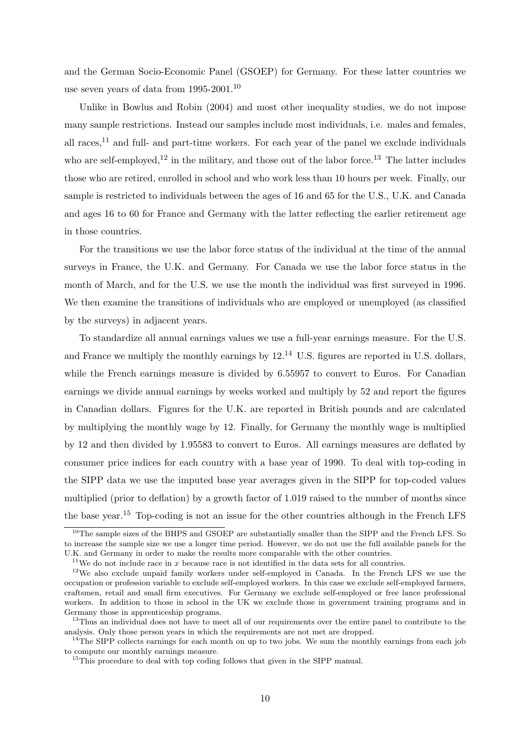and the German Socio-Economic Panel (GSOEP) for Germany. For these latter countries we use seven years of data from 1995-2001.[10]

Unlike in Bowlus and Robin (2004) and most other inequality studies, we do not impose many sample restrictions. Instead our samples include most individuals, i.e. males and females, all races,[11] and full- and part-time workers. For each year of the panel we exclude individuals who are self-employed,[12] in the military, and those out of the labor force.[13] The latter includes those who are retired, enrolled in school and who work less than 10 hours per week. Finally, our sample is restricted to individuals between the ages of 16 and 65 for the U.S., U.K. and Canada and ages 16 to 60 for France and Germany with the latter reflecting the earlier retirement age in those countries.

For the transitions we use the labor force status of the individual at the time of the annual surveys in France, the U.K. and Germany. For Canada we use the labor force status in the month of March, and for the U.S. we use the month the individual was first surveyed in 1996. We then examine the transitions of individuals who are employed or unemployed (as classified by the surveys) in adjacent years.

To standardize all annual earnings values we use a full-year earnings measure. For the U.S. and France we multiply the monthly earnings by 12.[14] U.S. figures are reported in U.S. dollars, while the French earnings measure is divided by 6.55957 to convert to Euros. For Canadian earnings we divide annual earnings by weeks worked and multiply by 52 and report the figures in Canadian dollars. Figures for the U.K. are reported in British pounds and are calculated by multiplying the monthly wage by 12. Finally, for Germany the monthly wage is multiplied by 12 and then divided by 1.95583 to convert to Euros. All earnings measures are deflated by consumer price indices for each country with a base year of 1990. To deal with top-coding in the SIPP data we use the imputed base year averages given in the SIPP for top-coded values multiplied (prior to deflation) by a growth factor of 1.019 raised to the number of months since the base year.[15] Top-coding is not an issue for the other countries although in the French LFS

[10] The sample sizes of the BHPS and GSOEP are substantially smaller than the SIPP and the French LFS. So to increase the sample size we use a longer time period. However, we do not use the full available panels for the U.K. and Germany in order to make the results more comparable with the other countries.

[11] We do not include race in $x$ because race is not identified in the data sets for all countries.

[12] We also exclude unpaid family workers under self-employed in Canada. In the French LFS we use the occupation or profession variable to exclude self-employed workers. In this case we exclude self-employed farmers, craftsmen, retail and small firm executives. For Germany we exclude self-employed or free lance professional workers. In addition to those in school in the UK we exclude those in government training programs and in Germany those in apprenticeship programs.

[13] Thus an individual does not have to meet all of our requirements over the entire panel to contribute to the analysis. Only those person years in which the requirements are not met are dropped.

[14] The SIPP collects earnings for each month on up to two jobs. We sum the monthly earnings from each job to compute our monthly earnings measure.

[15] This procedure to deal with top coding follows that given in the SIPP manual.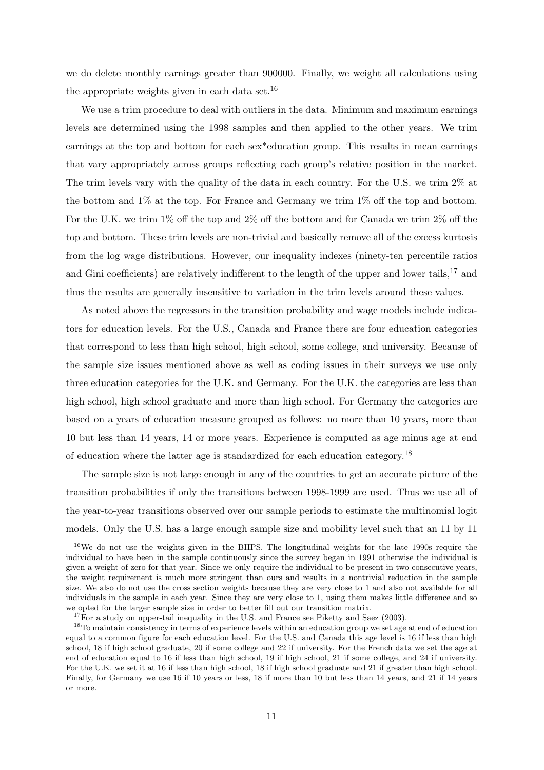we do delete monthly earnings greater than 900000. Finally, we weight all calculations using the appropriate weights given in each data set.[16]

We use a trim procedure to deal with outliers in the data. Minimum and maximum earnings levels are determined using the 1998 samples and then applied to the other years. We trim earnings at the top and bottom for each sex*education group. This results in mean earnings that vary appropriately across groups reflecting each group's relative position in the market. The trim levels vary with the quality of the data in each country. For the U.S. we trim 2% at the bottom and 1% at the top. For France and Germany we trim 1% off the top and bottom. For the U.K. we trim 1% off the top and 2% off the bottom and for Canada we trim 2% off the top and bottom. These trim levels are non-trivial and basically remove all of the excess kurtosis from the log wage distributions. However, our inequality indexes (ninety-ten percentile ratios and Gini coefficients) are relatively indifferent to the length of the upper and lower tails,[17] and thus the results are generally insensitive to variation in the trim levels around these values.

As noted above the regressors in the transition probability and wage models include indicators for education levels. For the U.S., Canada and France there are four education categories that correspond to less than high school, high school, some college, and university. Because of the sample size issues mentioned above as well as coding issues in their surveys we use only three education categories for the U.K. and Germany. For the U.K. the categories are less than high school, high school graduate and more than high school. For Germany the categories are based on a years of education measure grouped as follows: no more than 10 years, more than 10 but less than 14 years, 14 or more years. Experience is computed as age minus age at end of education where the latter age is standardized for each education category.[18]

The sample size is not large enough in any of the countries to get an accurate picture of the transition probabilities if only the transitions between 1998-1999 are used. Thus we use all of the year-to-year transitions observed over our sample periods to estimate the multinomial logit models. Only the U.S. has a large enough sample size and mobility level such that an 11 by 11

[16] We do not use the weights given in the BHPS. The longitudinal weights for the late 1990s require the individual to have been in the sample continuously since the survey began in 1991 otherwise the individual is given a weight of zero for that year. Since we only require the individual to be present in two consecutive years, the weight requirement is much more stringent than ours and results in a nontrivial reduction in the sample size. We also do not use the cross section weights because they are very close to 1 and also not available for all individuals in the sample in each year. Since they are very close to 1, using them makes little difference and so we opted for the larger sample size in order to better fill out our transition matrix.

[17] For a study on upper-tail inequality in the U.S. and France see Piketty and Saez (2003).

[18] To maintain consistency in terms of experience levels within an education group we set age at end of education equal to a common figure for each education level. For the U.S. and Canada this age level is 16 if less than high school, 18 if high school graduate, 20 if some college and 22 if university. For the French data we set the age at end of education equal to 16 if less than high school, 19 if high school, 21 if some college, and 24 if university. For the U.K. we set it at 16 if less than high school, 18 if high school graduate and 21 if greater than high school. Finally, for Germany we use 16 if 10 years or less, 18 if more than 10 but less than 14 years, and 21 if 14 years or more.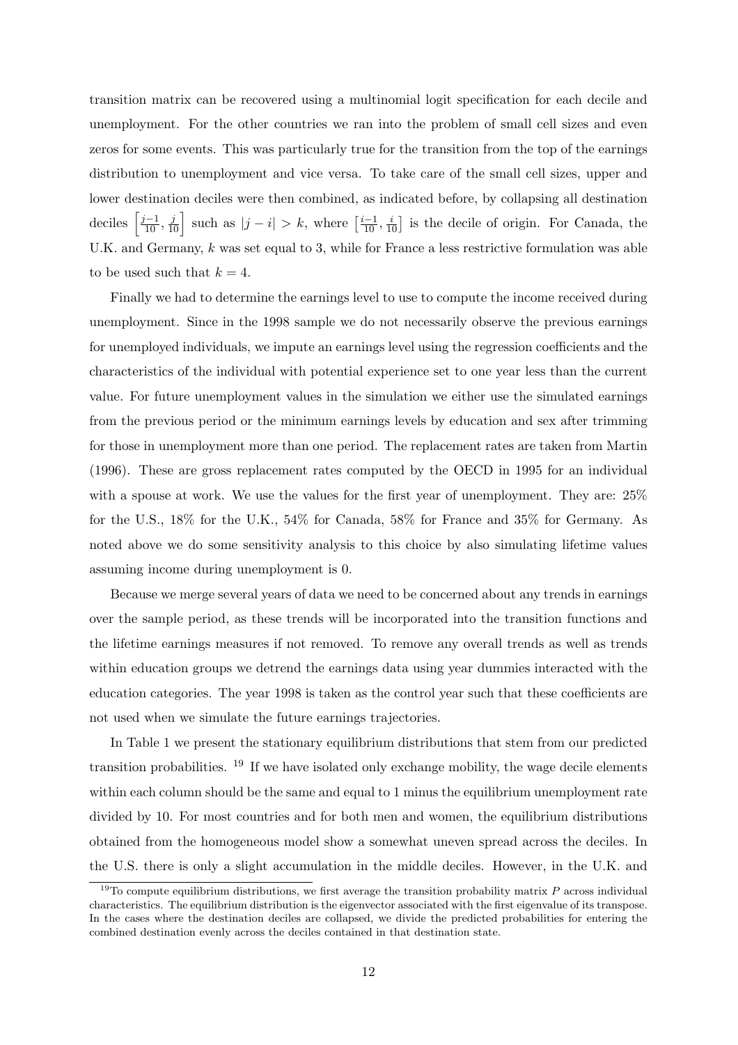transition matrix can be recovered using a multinomial logit specification for each decile and unemployment. For the other countries we ran into the problem of small cell sizes and even zeros for some events. This was particularly true for the transition from the top of the earnings distribution to unemployment and vice versa. To take care of the small cell sizes, upper and lower destination deciles were then combined, as indicated before, by collapsing all destination deciles $\left[\frac{j-1}{10}, \frac{j}{10}\right]$ such as $|j-i| > k$, where $\left[\frac{i-1}{10}, \frac{i}{10}\right]$ is the decile of origin. For Canada, the U.K. and Germany, $k$ was set equal to 3, while for France a less restrictive formulation was able to be used such that $k = 4$.

Finally we had to determine the earnings level to use to compute the income received during unemployment. Since in the 1998 sample we do not necessarily observe the previous earnings for unemployed individuals, we impute an earnings level using the regression coefficients and the characteristics of the individual with potential experience set to one year less than the current value. For future unemployment values in the simulation we either use the simulated earnings from the previous period or the minimum earnings levels by education and sex after trimming for those in unemployment more than one period. The replacement rates are taken from Martin (1996). These are gross replacement rates computed by the OECD in 1995 for an individual with a spouse at work. We use the values for the first year of unemployment. They are: 25% for the U.S., 18% for the U.K., 54% for Canada, 58% for France and 35% for Germany. As noted above we do some sensitivity analysis to this choice by also simulating lifetime values assuming income during unemployment is 0.

Because we merge several years of data we need to be concerned about any trends in earnings over the sample period, as these trends will be incorporated into the transition functions and the lifetime earnings measures if not removed. To remove any overall trends as well as trends within education groups we detrend the earnings data using year dummies interacted with the education categories. The year 1998 is taken as the control year such that these coefficients are not used when we simulate the future earnings trajectories.

In Table 1 we present the stationary equilibrium distributions that stem from our predicted transition probabilities. [19] If we have isolated only exchange mobility, the wage decile elements within each column should be the same and equal to 1 minus the equilibrium unemployment rate divided by 10. For most countries and for both men and women, the equilibrium distributions obtained from the homogeneous model show a somewhat uneven spread across the deciles. In the U.S. there is only a slight accumulation in the middle deciles. However, in the U.K. and

[19] To compute equilibrium distributions, we first average the transition probability matrix $P$ across individual characteristics. The equilibrium distribution is the eigenvector associated with the first eigenvalue of its transpose. In the cases where the destination deciles are collapsed, we divide the predicted probabilities for entering the combined destination evenly across the deciles contained in that destination state.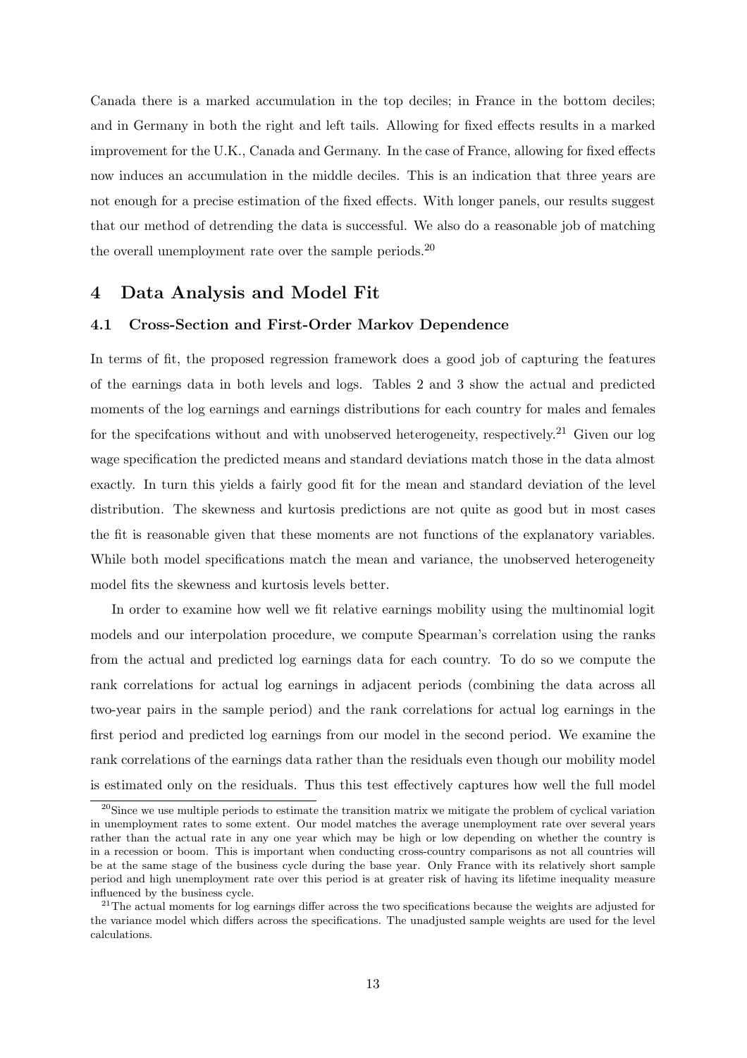Canada there is a marked accumulation in the top deciles; in France in the bottom deciles; and in Germany in both the right and left tails. Allowing for fixed effects results in a marked improvement for the U.K., Canada and Germany. In the case of France, allowing for fixed effects now induces an accumulation in the middle deciles. This is an indication that three years are not enough for a precise estimation of the fixed effects. With longer panels, our results suggest that our method of detrending the data is successful. We also do a reasonable job of matching the overall unemployment rate over the sample periods.[20]

## 4 Data Analysis and Model Fit

### 4.1 Cross-Section and First-Order Markov Dependence

In terms of fit, the proposed regression framework does a good job of capturing the features of the earnings data in both levels and logs. Tables 2 and 3 show the actual and predicted moments of the log earnings and earnings distributions for each country for males and females for the specifcations without and with unobserved heterogeneity, respectively.[21] Given our log wage specification the predicted means and standard deviations match those in the data almost exactly. In turn this yields a fairly good fit for the mean and standard deviation of the level distribution. The skewness and kurtosis predictions are not quite as good but in most cases the fit is reasonable given that these moments are not functions of the explanatory variables. While both model specifications match the mean and variance, the unobserved heterogeneity model fits the skewness and kurtosis levels better.

In order to examine how well we fit relative earnings mobility using the multinomial logit models and our interpolation procedure, we compute Spearman's correlation using the ranks from the actual and predicted log earnings data for each country. To do so we compute the rank correlations for actual log earnings in adjacent periods (combining the data across all two-year pairs in the sample period) and the rank correlations for actual log earnings in the first period and predicted log earnings from our model in the second period. We examine the rank correlations of the earnings data rather than the residuals even though our mobility model is estimated only on the residuals. Thus this test effectively captures how well the full model

[20] Since we use multiple periods to estimate the transition matrix we mitigate the problem of cyclical variation in unemployment rates to some extent. Our model matches the average unemployment rate over several years rather than the actual rate in any one year which may be high or low depending on whether the country is in a recession or boom. This is important when conducting cross-country comparisons as not all countries will be at the same stage of the business cycle during the base year. Only France with its relatively short sample period and high unemployment rate over this period is at greater risk of having its lifetime inequality measure influenced by the business cycle.

[21] The actual moments for log earnings differ across the two specifications because the weights are adjusted for the variance model which differs across the specifications. The unadjusted sample weights are used for the level calculations.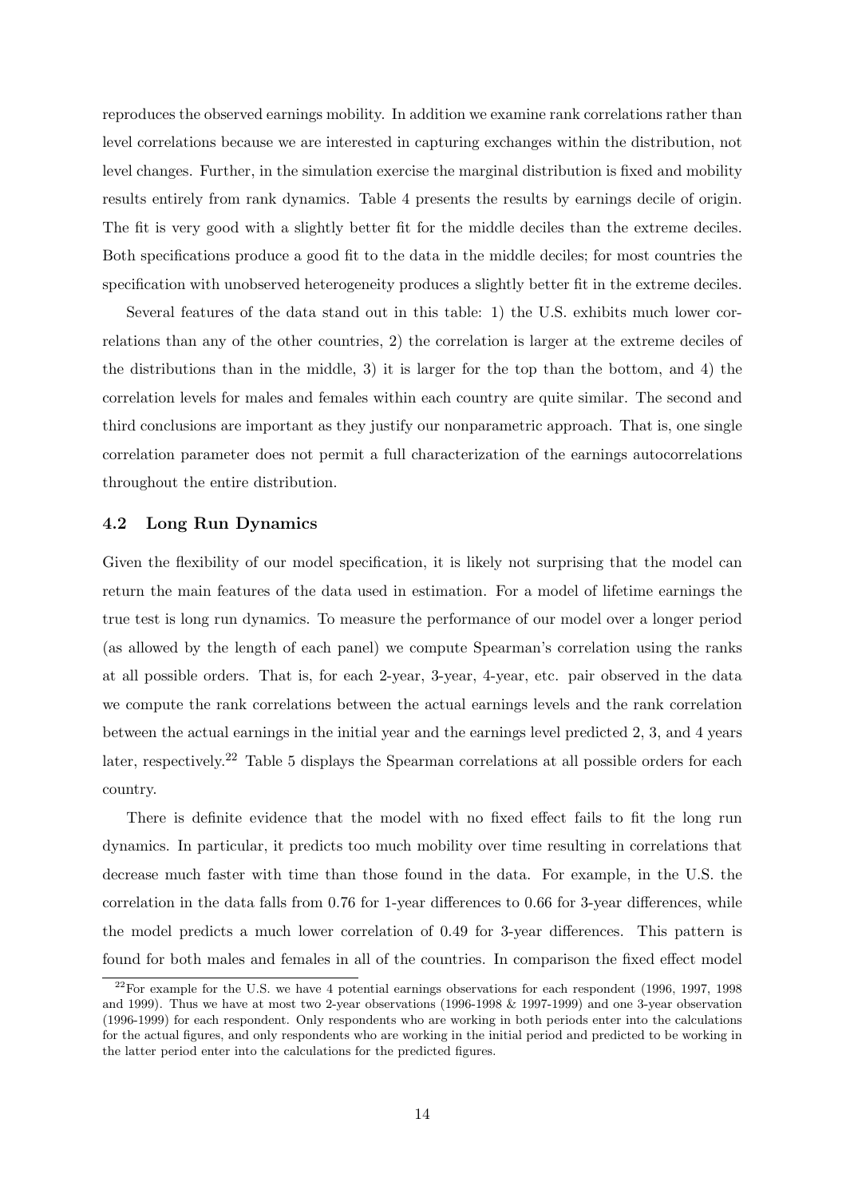reproduces the observed earnings mobility. In addition we examine rank correlations rather than level correlations because we are interested in capturing exchanges within the distribution, not level changes. Further, in the simulation exercise the marginal distribution is fixed and mobility results entirely from rank dynamics. Table 4 presents the results by earnings decile of origin. The fit is very good with a slightly better fit for the middle deciles than the extreme deciles. Both specifications produce a good fit to the data in the middle deciles; for most countries the specification with unobserved heterogeneity produces a slightly better fit in the extreme deciles.

Several features of the data stand out in this table: 1) the U.S. exhibits much lower correlations than any of the other countries, 2) the correlation is larger at the extreme deciles of the distributions than in the middle, 3) it is larger for the top than the bottom, and 4) the correlation levels for males and females within each country are quite similar. The second and third conclusions are important as they justify our nonparametric approach. That is, one single correlation parameter does not permit a full characterization of the earnings autocorrelations throughout the entire distribution.

### 4.2 Long Run Dynamics

Given the flexibility of our model specification, it is likely not surprising that the model can return the main features of the data used in estimation. For a model of lifetime earnings the true test is long run dynamics. To measure the performance of our model over a longer period (as allowed by the length of each panel) we compute Spearman's correlation using the ranks at all possible orders. That is, for each 2-year, 3-year, 4-year, etc. pair observed in the data we compute the rank correlations between the actual earnings levels and the rank correlation between the actual earnings in the initial year and the earnings level predicted 2, 3, and 4 years later, respectively.[22] Table 5 displays the Spearman correlations at all possible orders for each country.

There is definite evidence that the model with no fixed effect fails to fit the long run dynamics. In particular, it predicts too much mobility over time resulting in correlations that decrease much faster with time than those found in the data. For example, in the U.S. the correlation in the data falls from 0.76 for 1-year differences to 0.66 for 3-year differences, while the model predicts a much lower correlation of 0.49 for 3-year differences. This pattern is found for both males and females in all of the countries. In comparison the fixed effect model

[22] For example for the U.S. we have 4 potential earnings observations for each respondent (1996, 1997, 1998 and 1999). Thus we have at most two 2-year observations (1996-1998 & 1997-1999) and one 3-year observation (1996-1999) for each respondent. Only respondents who are working in both periods enter into the calculations for the actual figures, and only respondents who are working in the initial period and predicted to be working in the latter period enter into the calculations for the predicted figures.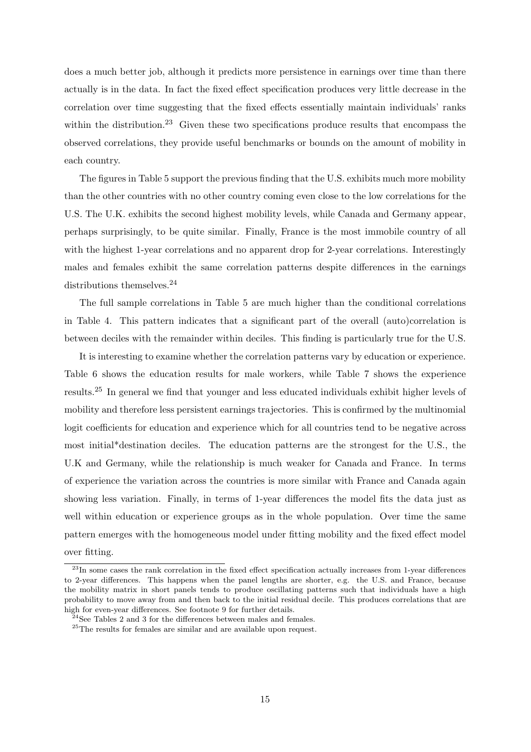does a much better job, although it predicts more persistence in earnings over time than there actually is in the data. In fact the fixed effect specification produces very little decrease in the correlation over time suggesting that the fixed effects essentially maintain individuals' ranks within the distribution.[23] Given these two specifications produce results that encompass the observed correlations, they provide useful benchmarks or bounds on the amount of mobility in each country.

The figures in Table 5 support the previous finding that the U.S. exhibits much more mobility than the other countries with no other country coming even close to the low correlations for the U.S. The U.K. exhibits the second highest mobility levels, while Canada and Germany appear, perhaps surprisingly, to be quite similar. Finally, France is the most immobile country of all with the highest 1-year correlations and no apparent drop for 2-year correlations. Interestingly males and females exhibit the same correlation patterns despite differences in the earnings distributions themselves.[24]

The full sample correlations in Table 5 are much higher than the conditional correlations in Table 4. This pattern indicates that a significant part of the overall (auto)correlation is between deciles with the remainder within deciles. This finding is particularly true for the U.S.

It is interesting to examine whether the correlation patterns vary by education or experience. Table 6 shows the education results for male workers, while Table 7 shows the experience results.[25] In general we find that younger and less educated individuals exhibit higher levels of mobility and therefore less persistent earnings trajectories. This is confirmed by the multinomial logit coefficients for education and experience which for all countries tend to be negative across most initial*destination deciles. The education patterns are the strongest for the U.S., the U.K and Germany, while the relationship is much weaker for Canada and France. In terms of experience the variation across the countries is more similar with France and Canada again showing less variation. Finally, in terms of 1-year differences the model fits the data just as well within education or experience groups as in the whole population. Over time the same pattern emerges with the homogeneous model under fitting mobility and the fixed effect model over fitting.

[23] In some cases the rank correlation in the fixed effect specification actually increases from 1-year differences to 2-year differences. This happens when the panel lengths are shorter, e.g. the U.S. and France, because the mobility matrix in short panels tends to produce oscillating patterns such that individuals have a high probability to move away from and then back to the initial residual decile. This produces correlations that are high for even-year differences. See footnote 9 for further details.

[24] See Tables 2 and 3 for the differences between males and females.

[25] The results for females are similar and are available upon request.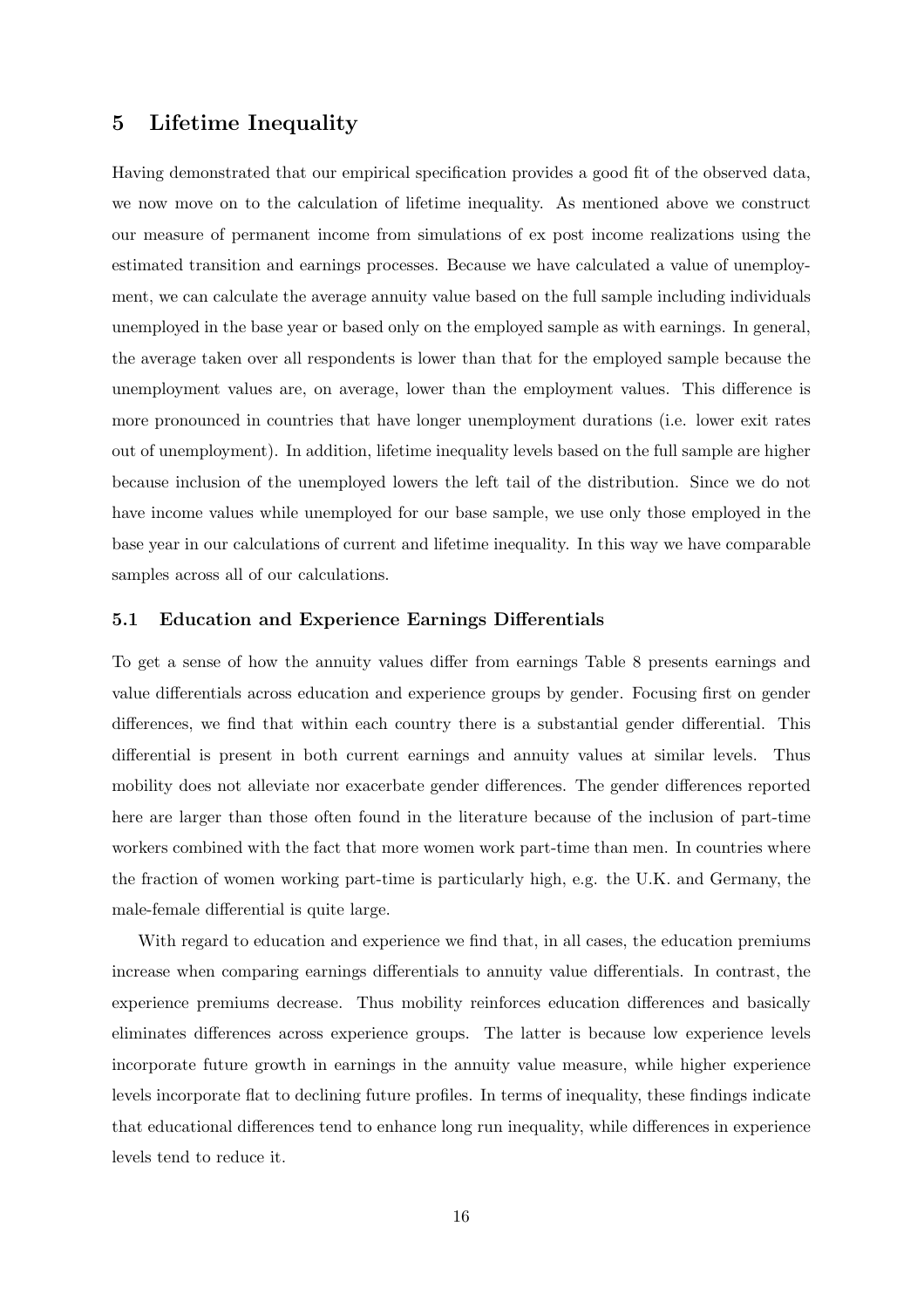## 5 Lifetime Inequality

Having demonstrated that our empirical specification provides a good fit of the observed data, we now move on to the calculation of lifetime inequality. As mentioned above we construct our measure of permanent income from simulations of ex post income realizations using the estimated transition and earnings processes. Because we have calculated a value of unemployment, we can calculate the average annuity value based on the full sample including individuals unemployed in the base year or based only on the employed sample as with earnings. In general, the average taken over all respondents is lower than that for the employed sample because the unemployment values are, on average, lower than the employment values. This difference is more pronounced in countries that have longer unemployment durations (i.e. lower exit rates out of unemployment). In addition, lifetime inequality levels based on the full sample are higher because inclusion of the unemployed lowers the left tail of the distribution. Since we do not have income values while unemployed for our base sample, we use only those employed in the base year in our calculations of current and lifetime inequality. In this way we have comparable samples across all of our calculations.

### 5.1 Education and Experience Earnings Differentials

To get a sense of how the annuity values differ from earnings Table 8 presents earnings and value differentials across education and experience groups by gender. Focusing first on gender differences, we find that within each country there is a substantial gender differential. This differential is present in both current earnings and annuity values at similar levels. Thus mobility does not alleviate nor exacerbate gender differences. The gender differences reported here are larger than those often found in the literature because of the inclusion of part-time workers combined with the fact that more women work part-time than men. In countries where the fraction of women working part-time is particularly high, e.g. the U.K. and Germany, the male-female differential is quite large.

With regard to education and experience we find that, in all cases, the education premiums increase when comparing earnings differentials to annuity value differentials. In contrast, the experience premiums decrease. Thus mobility reinforces education differences and basically eliminates differences across experience groups. The latter is because low experience levels incorporate future growth in earnings in the annuity value measure, while higher experience levels incorporate flat to declining future profiles. In terms of inequality, these findings indicate that educational differences tend to enhance long run inequality, while differences in experience levels tend to reduce it.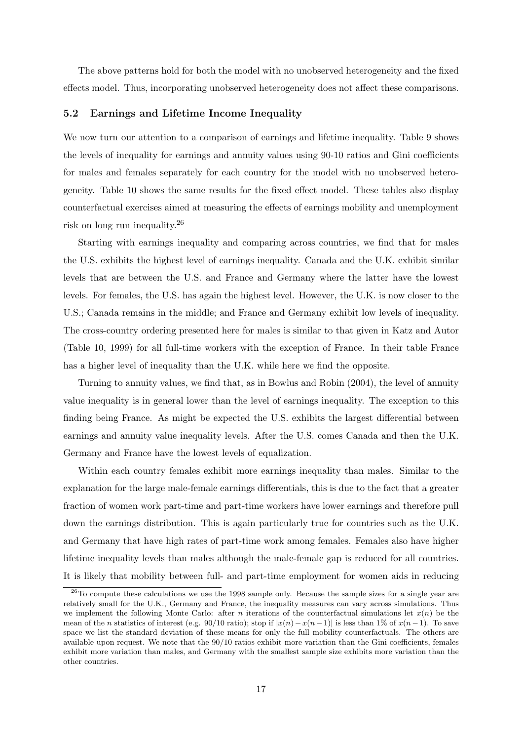The above patterns hold for both the model with no unobserved heterogeneity and the fixed effects model. Thus, incorporating unobserved heterogeneity does not affect these comparisons.

### 5.2 Earnings and Lifetime Income Inequality

We now turn our attention to a comparison of earnings and lifetime inequality. Table 9 shows the levels of inequality for earnings and annuity values using 90-10 ratios and Gini coefficients for males and females separately for each country for the model with no unobserved heterogeneity. Table 10 shows the same results for the fixed effect model. These tables also display counterfactual exercises aimed at measuring the effects of earnings mobility and unemployment risk on long run inequality.[26]

Starting with earnings inequality and comparing across countries, we find that for males the U.S. exhibits the highest level of earnings inequality. Canada and the U.K. exhibit similar levels that are between the U.S. and France and Germany where the latter have the lowest levels. For females, the U.S. has again the highest level. However, the U.K. is now closer to the U.S.; Canada remains in the middle; and France and Germany exhibit low levels of inequality. The cross-country ordering presented here for males is similar to that given in Katz and Autor (Table 10, 1999) for all full-time workers with the exception of France. In their table France has a higher level of inequality than the U.K. while here we find the opposite.

Turning to annuity values, we find that, as in Bowlus and Robin (2004), the level of annuity value inequality is in general lower than the level of earnings inequality. The exception to this finding being France. As might be expected the U.S. exhibits the largest differential between earnings and annuity value inequality levels. After the U.S. comes Canada and then the U.K. Germany and France have the lowest levels of equalization.

Within each country females exhibit more earnings inequality than males. Similar to the explanation for the large male-female earnings differentials, this is due to the fact that a greater fraction of women work part-time and part-time workers have lower earnings and therefore pull down the earnings distribution. This is again particularly true for countries such as the U.K. and Germany that have high rates of part-time work among females. Females also have higher lifetime inequality levels than males although the male-female gap is reduced for all countries. It is likely that mobility between full- and part-time employment for women aids in reducing

[26] To compute these calculations we use the 1998 sample only. Because the sample sizes for a single year are relatively small for the U.K., Germany and France, the inequality measures can vary across simulations. Thus we implement the following Monte Carlo: after $n$ iterations of the counterfactual simulations let $x(n)$ be the mean of the $n$ statistics of interest (e.g. 90/10 ratio); stop if $|x(n) - x(n-1)|$ is less than 1% of $x(n-1)$. To save space we list the standard deviation of these means for only the full mobility counterfactuals. The others are available upon request. We note that the 90/10 ratios exhibit more variation than the Gini coefficients, females exhibit more variation than males, and Germany with the smallest sample size exhibits more variation than the other countries.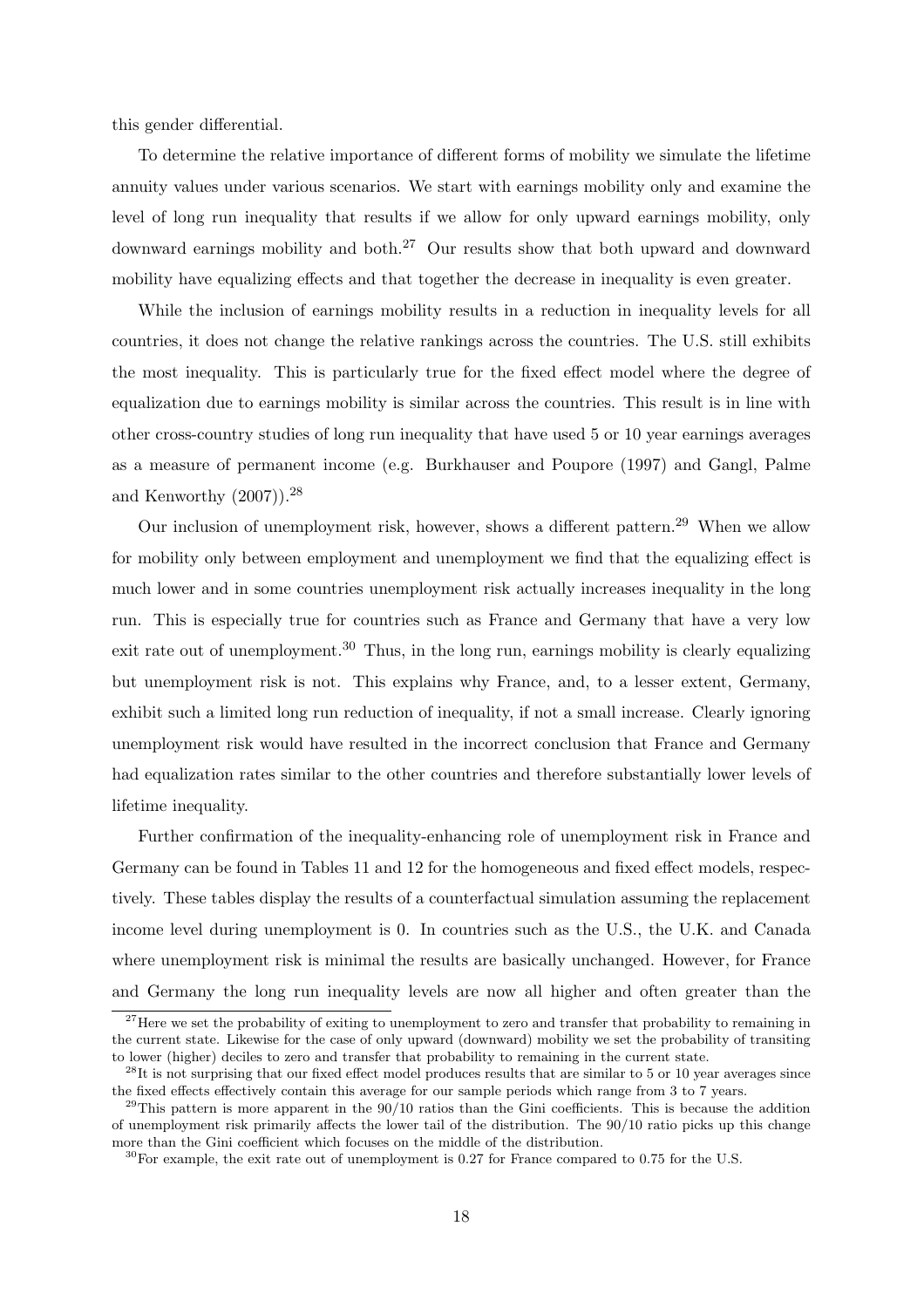this gender differential.

To determine the relative importance of different forms of mobility we simulate the lifetime annuity values under various scenarios. We start with earnings mobility only and examine the level of long run inequality that results if we allow for only upward earnings mobility, only downward earnings mobility and both.[27] Our results show that both upward and downward mobility have equalizing effects and that together the decrease in inequality is even greater.

While the inclusion of earnings mobility results in a reduction in inequality levels for all countries, it does not change the relative rankings across the countries. The U.S. still exhibits the most inequality. This is particularly true for the fixed effect model where the degree of equalization due to earnings mobility is similar across the countries. This result is in line with other cross-country studies of long run inequality that have used 5 or 10 year earnings averages as a measure of permanent income (e.g. Burkhauser and Poupore (1997) and Gangl, Palme and Kenworthy (2007)).[28]

Our inclusion of unemployment risk, however, shows a different pattern.[29] When we allow for mobility only between employment and unemployment we find that the equalizing effect is much lower and in some countries unemployment risk actually increases inequality in the long run. This is especially true for countries such as France and Germany that have a very low exit rate out of unemployment.[30] Thus, in the long run, earnings mobility is clearly equalizing but unemployment risk is not. This explains why France, and, to a lesser extent, Germany, exhibit such a limited long run reduction of inequality, if not a small increase. Clearly ignoring unemployment risk would have resulted in the incorrect conclusion that France and Germany had equalization rates similar to the other countries and therefore substantially lower levels of lifetime inequality.

Further confirmation of the inequality-enhancing role of unemployment risk in France and Germany can be found in Tables 11 and 12 for the homogeneous and fixed effect models, respectively. These tables display the results of a counterfactual simulation assuming the replacement income level during unemployment is 0. In countries such as the U.S., the U.K. and Canada where unemployment risk is minimal the results are basically unchanged. However, for France and Germany the long run inequality levels are now all higher and often greater than the

[27] Here we set the probability of exiting to unemployment to zero and transfer that probability to remaining in the current state. Likewise for the case of only upward (downward) mobility we set the probability of transiting to lower (higher) deciles to zero and transfer that probability to remaining in the current state.

[28] It is not surprising that our fixed effect model produces results that are similar to 5 or 10 year averages since the fixed effects effectively contain this average for our sample periods which range from 3 to 7 years.

[29] This pattern is more apparent in the 90/10 ratios than the Gini coefficients. This is because the addition of unemployment risk primarily affects the lower tail of the distribution. The 90/10 ratio picks up this change more than the Gini coefficient which focuses on the middle of the distribution.

[30] For example, the exit rate out of unemployment is 0.27 for France compared to 0.75 for the U.S.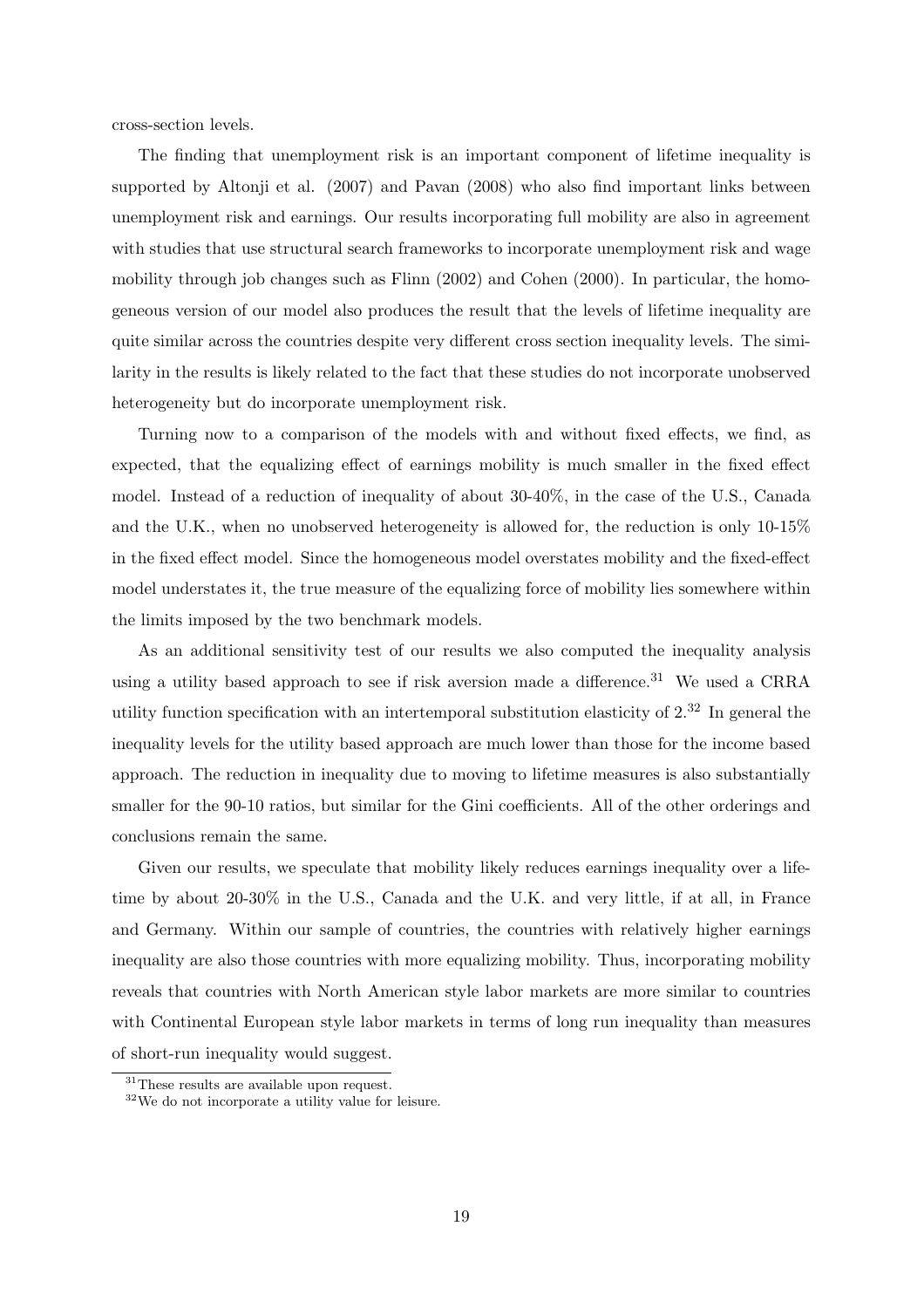cross-section levels.

The finding that unemployment risk is an important component of lifetime inequality is supported by Altonji et al. (2007) and Pavan (2008) who also find important links between unemployment risk and earnings. Our results incorporating full mobility are also in agreement with studies that use structural search frameworks to incorporate unemployment risk and wage mobility through job changes such as Flinn (2002) and Cohen (2000). In particular, the homogeneous version of our model also produces the result that the levels of lifetime inequality are quite similar across the countries despite very different cross section inequality levels. The similarity in the results is likely related to the fact that these studies do not incorporate unobserved heterogeneity but do incorporate unemployment risk.

Turning now to a comparison of the models with and without fixed effects, we find, as expected, that the equalizing effect of earnings mobility is much smaller in the fixed effect model. Instead of a reduction of inequality of about 30-40%, in the case of the U.S., Canada and the U.K., when no unobserved heterogeneity is allowed for, the reduction is only 10-15% in the fixed effect model. Since the homogeneous model overstates mobility and the fixed-effect model understates it, the true measure of the equalizing force of mobility lies somewhere within the limits imposed by the two benchmark models.

As an additional sensitivity test of our results we also computed the inequality analysis using a utility based approach to see if risk aversion made a difference.[31] We used a CRRA utility function specification with an intertemporal substitution elasticity of 2.[32] In general the inequality levels for the utility based approach are much lower than those for the income based approach. The reduction in inequality due to moving to lifetime measures is also substantially smaller for the 90-10 ratios, but similar for the Gini coefficients. All of the other orderings and conclusions remain the same.

Given our results, we speculate that mobility likely reduces earnings inequality over a lifetime by about 20-30% in the U.S., Canada and the U.K. and very little, if at all, in France and Germany. Within our sample of countries, the countries with relatively higher earnings inequality are also those countries with more equalizing mobility. Thus, incorporating mobility reveals that countries with North American style labor markets are more similar to countries with Continental European style labor markets in terms of long run inequality than measures of short-run inequality would suggest.

[31]These results are available upon request.

[32]We do not incorporate a utility value for leisure.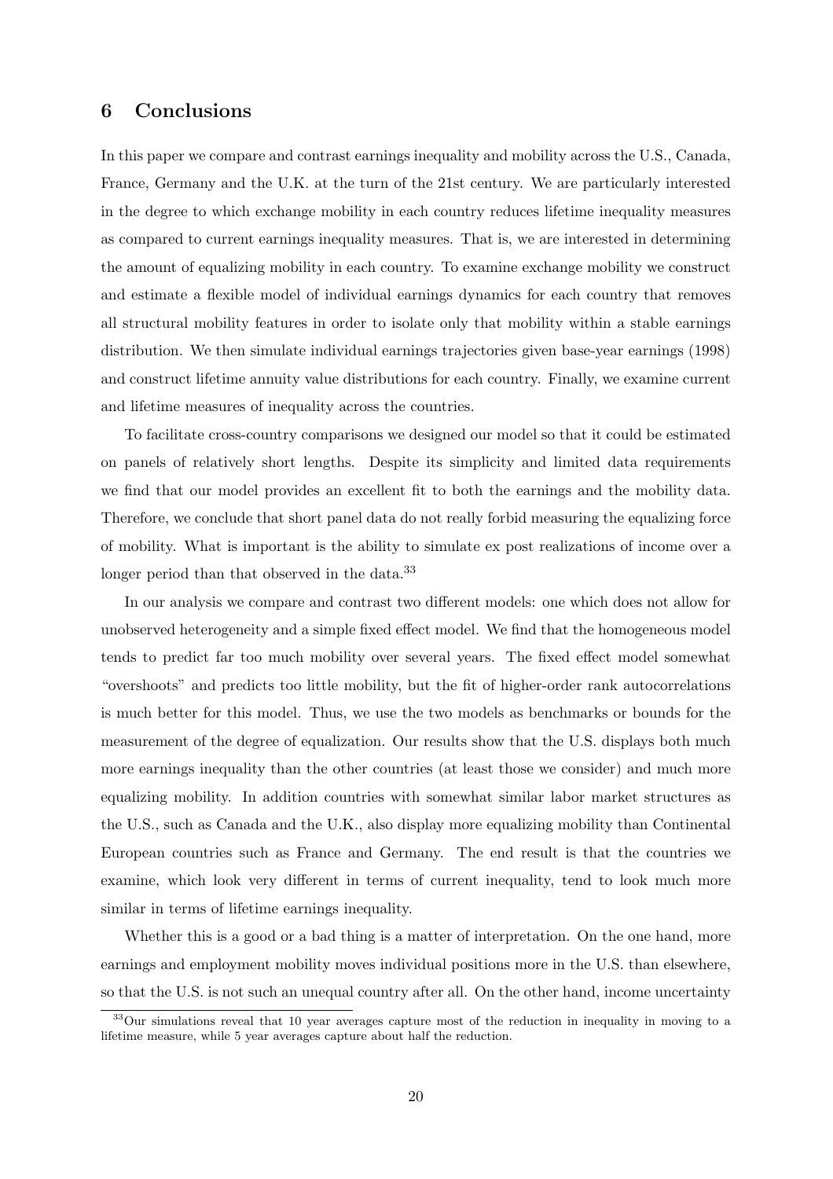## 6 Conclusions

In this paper we compare and contrast earnings inequality and mobility across the U.S., Canada, France, Germany and the U.K. at the turn of the 21st century. We are particularly interested in the degree to which exchange mobility in each country reduces lifetime inequality measures as compared to current earnings inequality measures. That is, we are interested in determining the amount of equalizing mobility in each country. To examine exchange mobility we construct and estimate a flexible model of individual earnings dynamics for each country that removes all structural mobility features in order to isolate only that mobility within a stable earnings distribution. We then simulate individual earnings trajectories given base-year earnings (1998) and construct lifetime annuity value distributions for each country. Finally, we examine current and lifetime measures of inequality across the countries.

To facilitate cross-country comparisons we designed our model so that it could be estimated on panels of relatively short lengths. Despite its simplicity and limited data requirements we find that our model provides an excellent fit to both the earnings and the mobility data. Therefore, we conclude that short panel data do not really forbid measuring the equalizing force of mobility. What is important is the ability to simulate ex post realizations of income over a longer period than that observed in the data.[33]

In our analysis we compare and contrast two different models: one which does not allow for unobserved heterogeneity and a simple fixed effect model. We find that the homogeneous model tends to predict far too much mobility over several years. The fixed effect model somewhat "overshoots" and predicts too little mobility, but the fit of higher-order rank autocorrelations is much better for this model. Thus, we use the two models as benchmarks or bounds for the measurement of the degree of equalization. Our results show that the U.S. displays both much more earnings inequality than the other countries (at least those we consider) and much more equalizing mobility. In addition countries with somewhat similar labor market structures as the U.S., such as Canada and the U.K., also display more equalizing mobility than Continental European countries such as France and Germany. The end result is that the countries we examine, which look very different in terms of current inequality, tend to look much more similar in terms of lifetime earnings inequality.

Whether this is a good or a bad thing is a matter of interpretation. On the one hand, more earnings and employment mobility moves individual positions more in the U.S. than elsewhere, so that the U.S. is not such an unequal country after all. On the other hand, income uncertainty

[33] Our simulations reveal that 10 year averages capture most of the reduction in inequality in moving to a lifetime measure, while 5 year averages capture about half the reduction.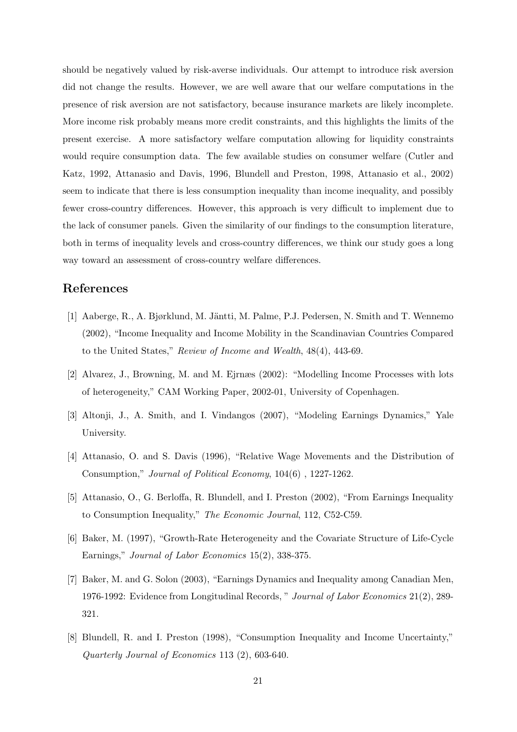should be negatively valued by risk-averse individuals. Our attempt to introduce risk aversion did not change the results. However, we are well aware that our welfare computations in the presence of risk aversion are not satisfactory, because insurance markets are likely incomplete. More income risk probably means more credit constraints, and this highlights the limits of the present exercise. A more satisfactory welfare computation allowing for liquidity constraints would require consumption data. The few available studies on consumer welfare (Cutler and Katz, 1992, Attanasio and Davis, 1996, Blundell and Preston, 1998, Attanasio et al., 2002) seem to indicate that there is less consumption inequality than income inequality, and possibly fewer cross-country differences. However, this approach is very difficult to implement due to the lack of consumer panels. Given the similarity of our findings to the consumption literature, both in terms of inequality levels and cross-country differences, we think our study goes a long way toward an assessment of cross-country welfare differences.

# References

[1] Aaberge, R., A. Bjørklund, M. Jäntti, M. Palme, P.J. Pedersen, N. Smith and T. Wennemo (2002), "Income Inequality and Income Mobility in the Scandinavian Countries Compared to the United States," *Review of Income and Wealth*, 48(4), 443-69.

[2] Alvarez, J., Browning, M. and M. Ejrnæs (2002): "Modelling Income Processes with lots of heterogeneity," CAM Working Paper, 2002-01, University of Copenhagen.

[3] Altonji, J., A. Smith, and I. Vindangos (2007), "Modeling Earnings Dynamics," Yale University.

[4] Attanasio, O. and S. Davis (1996), "Relative Wage Movements and the Distribution of Consumption," *Journal of Political Economy*, 104(6) , 1227-1262.

[5] Attanasio, O., G. Berloffa, R. Blundell, and I. Preston (2002), "From Earnings Inequality to Consumption Inequality," *The Economic Journal*, 112, C52-C59.

[6] Baker, M. (1997), "Growth-Rate Heterogeneity and the Covariate Structure of Life-Cycle Earnings," *Journal of Labor Economics* 15(2), 338-375.

[7] Baker, M. and G. Solon (2003), "Earnings Dynamics and Inequality among Canadian Men, 1976-1992: Evidence from Longitudinal Records, " *Journal of Labor Economics* 21(2), 289-321.

[8] Blundell, R. and I. Preston (1998), "Consumption Inequality and Income Uncertainty," *Quarterly Journal of Economics* 113 (2), 603-640.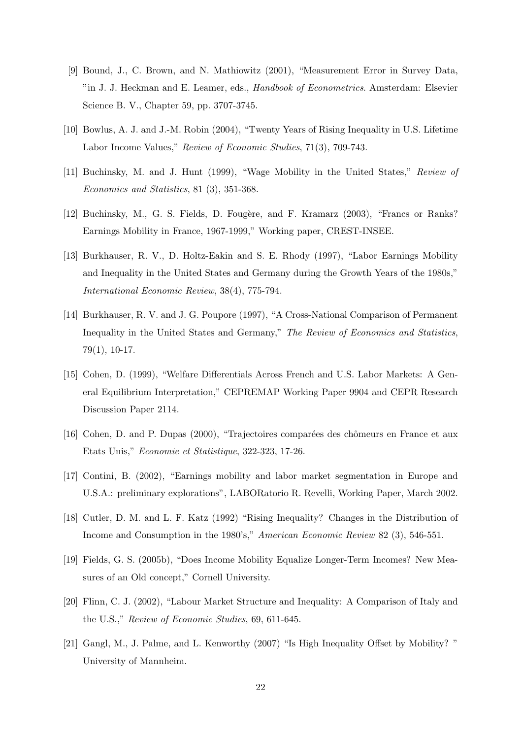[9] Bound, J., C. Brown, and N. Mathiowitz (2001), "Measurement Error in Survey Data, "in J. J. Heckman and E. Leamer, eds., *Handbook of Econometrics*. Amsterdam: Elsevier Science B. V., Chapter 59, pp. 3707-3745.

[10] Bowlus, A. J. and J.-M. Robin (2004), "Twenty Years of Rising Inequality in U.S. Lifetime Labor Income Values," *Review of Economic Studies*, 71(3), 709-743.

[11] Buchinsky, M. and J. Hunt (1999), "Wage Mobility in the United States," *Review of Economics and Statistics*, 81 (3), 351-368.

[12] Buchinsky, M., G. S. Fields, D. Fougère, and F. Kramarz (2003), "Francs or Ranks? Earnings Mobility in France, 1967-1999," Working paper, CREST-INSEE.

[13] Burkhauser, R. V., D. Holtz-Eakin and S. E. Rhody (1997), "Labor Earnings Mobility and Inequality in the United States and Germany during the Growth Years of the 1980s," *International Economic Review*, 38(4), 775-794.

[14] Burkhauser, R. V. and J. G. Poupore (1997), "A Cross-National Comparison of Permanent Inequality in the United States and Germany," *The Review of Economics and Statistics*, 79(1), 10-17.

[15] Cohen, D. (1999), "Welfare Differentials Across French and U.S. Labor Markets: A General Equilibrium Interpretation," CEPREMAP Working Paper 9904 and CEPR Research Discussion Paper 2114.

[16] Cohen, D. and P. Dupas (2000), "Trajectoires comparées des chômeurs en France et aux Etats Unis," *Economie et Statistique*, 322-323, 17-26.

[17] Contini, B. (2002), "Earnings mobility and labor market segmentation in Europe and U.S.A.: preliminary explorations", LABORatorio R. Revelli, Working Paper, March 2002.

[18] Cutler, D. M. and L. F. Katz (1992) "Rising Inequality? Changes in the Distribution of Income and Consumption in the 1980's," *American Economic Review* 82 (3), 546-551.

[19] Fields, G. S. (2005b), "Does Income Mobility Equalize Longer-Term Incomes? New Measures of an Old concept," Cornell University.

[20] Flinn, C. J. (2002), "Labour Market Structure and Inequality: A Comparison of Italy and the U.S.," *Review of Economic Studies*, 69, 611-645.

[21] Gangl, M., J. Palme, and L. Kenworthy (2007) "Is High Inequality Offset by Mobility? " University of Mannheim.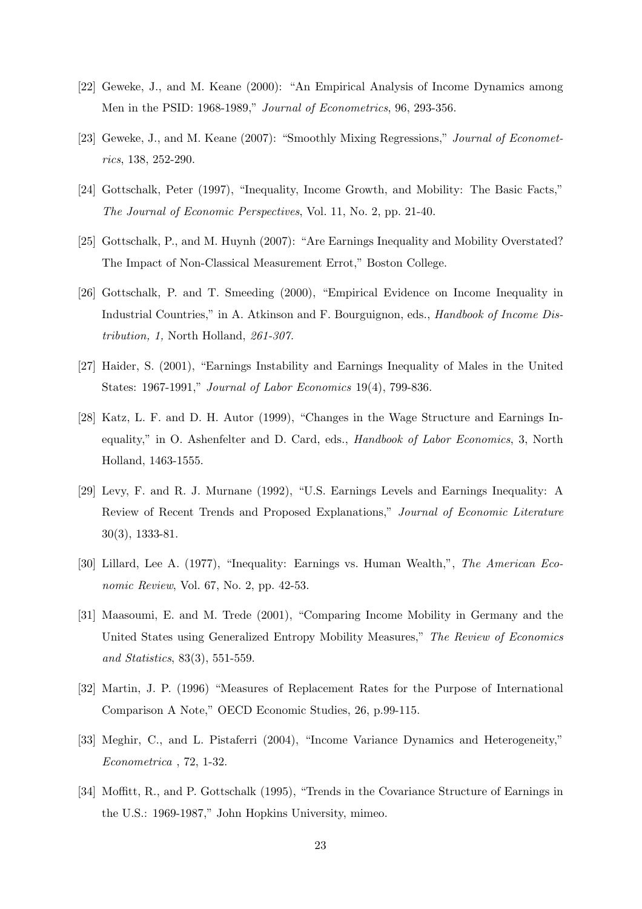[22] Geweke, J., and M. Keane (2000): "An Empirical Analysis of Income Dynamics among Men in the PSID: 1968-1989," *Journal of Econometrics*, 96, 293-356.

[23] Geweke, J., and M. Keane (2007): "Smoothly Mixing Regressions," *Journal of Econometrics*, 138, 252-290.

[24] Gottschalk, Peter (1997), "Inequality, Income Growth, and Mobility: The Basic Facts," *The Journal of Economic Perspectives*, Vol. 11, No. 2, pp. 21-40.

[25] Gottschalk, P., and M. Huynh (2007): "Are Earnings Inequality and Mobility Overstated? The Impact of Non-Classical Measurement Errot," Boston College.

[26] Gottschalk, P. and T. Smeeding (2000), "Empirical Evidence on Income Inequality in Industrial Countries," in A. Atkinson and F. Bourguignon, eds., *Handbook of Income Distribution, 1,* North Holland, *261-307.*

[27] Haider, S. (2001), "Earnings Instability and Earnings Inequality of Males in the United States: 1967-1991," *Journal of Labor Economics* 19(4), 799-836.

[28] Katz, L. F. and D. H. Autor (1999), "Changes in the Wage Structure and Earnings Inequality," in O. Ashenfelter and D. Card, eds., *Handbook of Labor Economics*, 3, North Holland, 1463-1555.

[29] Levy, F. and R. J. Murnane (1992), "U.S. Earnings Levels and Earnings Inequality: A Review of Recent Trends and Proposed Explanations," *Journal of Economic Literature* 30(3), 1333-81.

[30] Lillard, Lee A. (1977), "Inequality: Earnings vs. Human Wealth,", *The American Economic Review*, Vol. 67, No. 2, pp. 42-53.

[31] Maasoumi, E. and M. Trede (2001), "Comparing Income Mobility in Germany and the United States using Generalized Entropy Mobility Measures," *The Review of Economics and Statistics*, 83(3), 551-559.

[32] Martin, J. P. (1996) "Measures of Replacement Rates for the Purpose of International Comparison A Note," OECD Economic Studies, 26, p.99-115.

[33] Meghir, C., and L. Pistaferri (2004), "Income Variance Dynamics and Heterogeneity," *Econometrica* , 72, 1-32.

[34] Moffitt, R., and P. Gottschalk (1995), "Trends in the Covariance Structure of Earnings in the U.S.: 1969-1987," John Hopkins University, mimeo.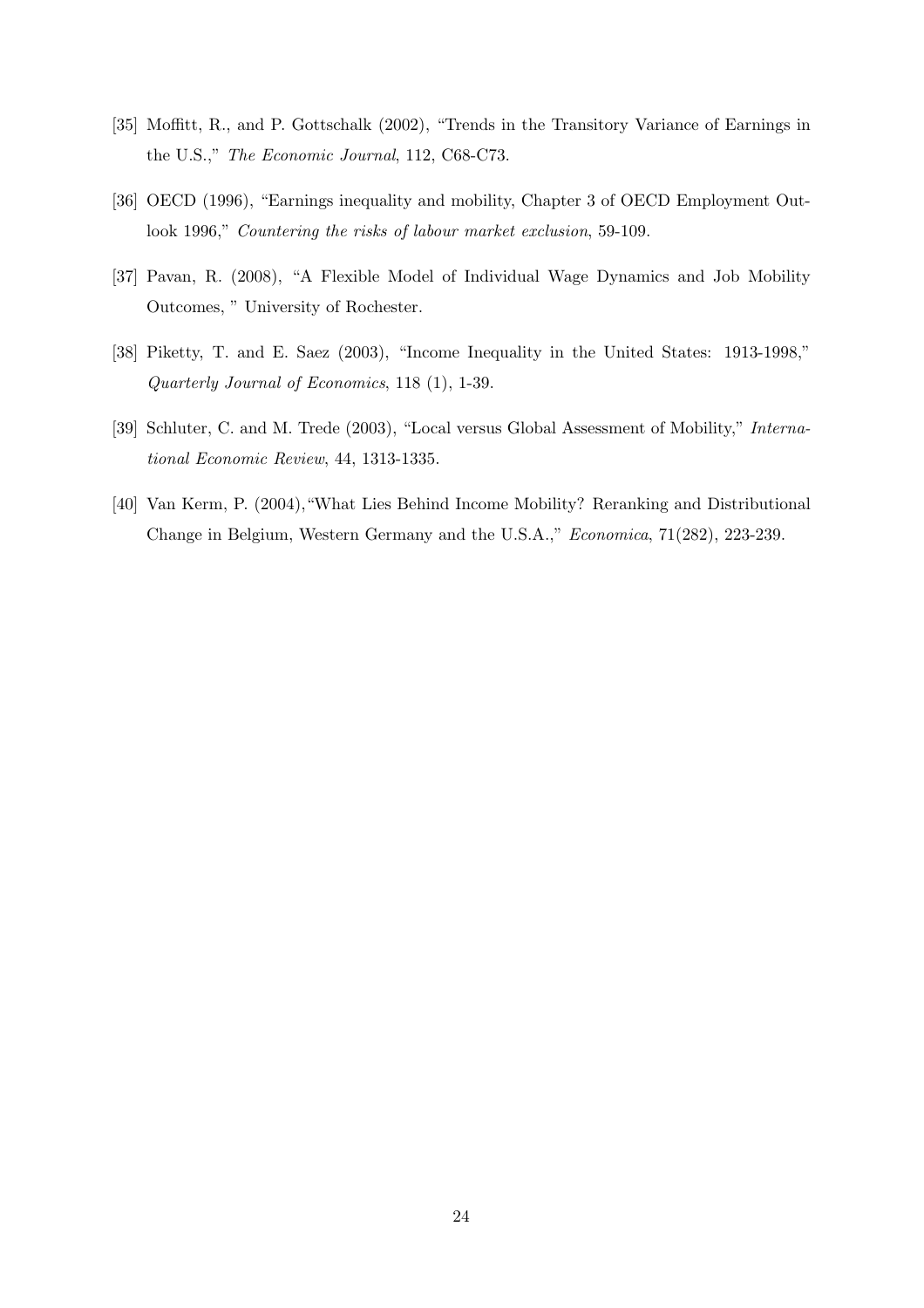[35] Moffitt, R., and P. Gottschalk (2002), "Trends in the Transitory Variance of Earnings in the U.S.," *The Economic Journal*, 112, C68-C73.

[36] OECD (1996), "Earnings inequality and mobility, Chapter 3 of OECD Employment Outlook 1996," *Countering the risks of labour market exclusion*, 59-109.

[37] Pavan, R. (2008), "A Flexible Model of Individual Wage Dynamics and Job Mobility Outcomes, " University of Rochester.

[38] Piketty, T. and E. Saez (2003), "Income Inequality in the United States: 1913-1998," *Quarterly Journal of Economics*, 118 (1), 1-39.

[39] Schluter, C. and M. Trede (2003), "Local versus Global Assessment of Mobility," *International Economic Review*, 44, 1313-1335.

[40] Van Kerm, P. (2004),"What Lies Behind Income Mobility? Reranking and Distributional Change in Belgium, Western Germany and the U.S.A.," *Economica*, 71(282), 223-239.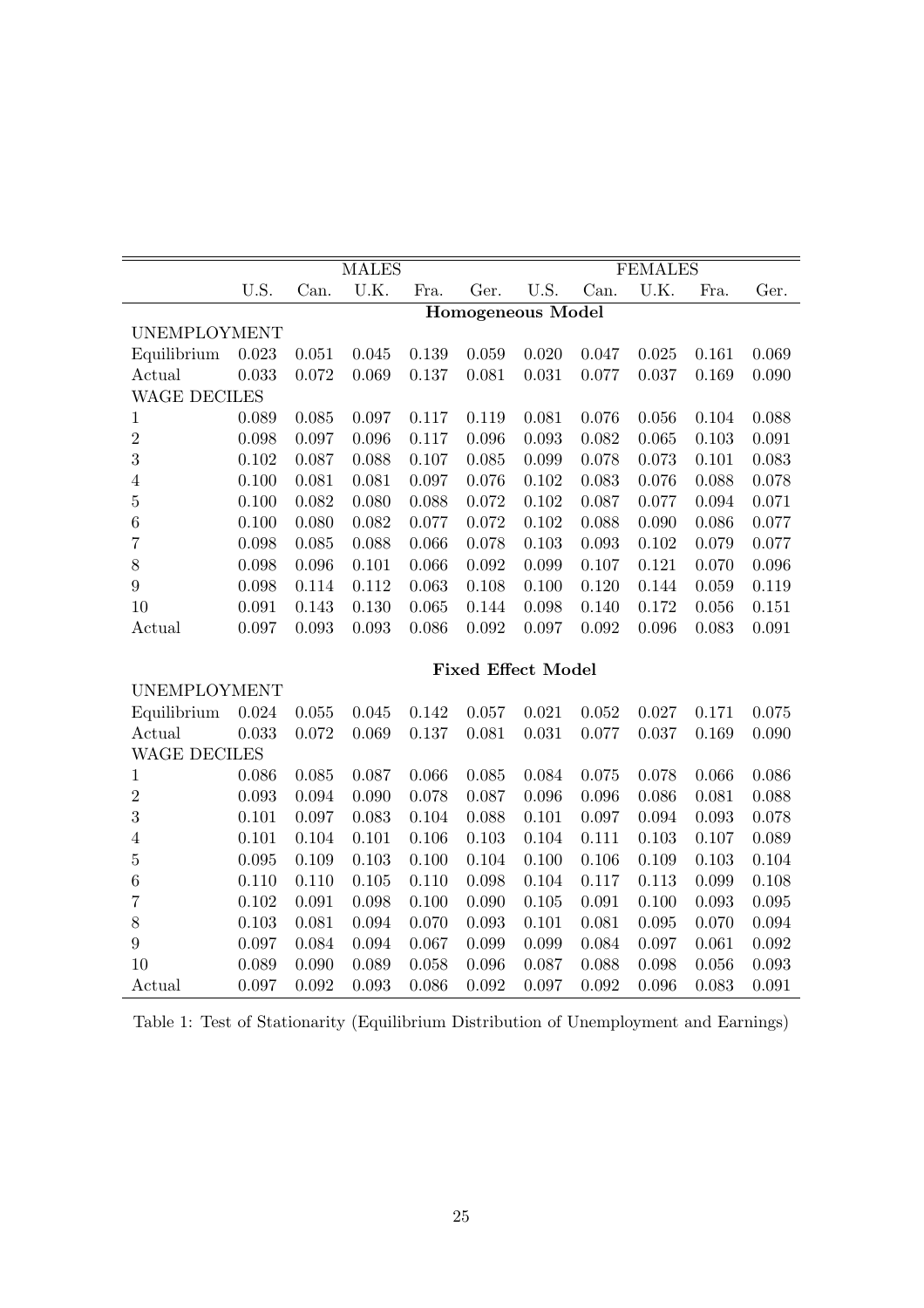| | MALES | | | | | FEMALES | | | | |
|---|---|---|---|---|---|---|---|---|---|---|
| | U.S. | Can. | U.K. | Fra. | Ger. | U.S. | Can. | U.K. | Fra. | Ger. |
| | | | | | **Homogeneous Model** | | | | | |
| UNEMPLOYMENT | | | | | | | | | | |
| Equilibrium | 0.023 | 0.051 | 0.045 | 0.139 | 0.059 | 0.020 | 0.047 | 0.025 | 0.161 | 0.069 |
| Actual | 0.033 | 0.072 | 0.069 | 0.137 | 0.081 | 0.031 | 0.077 | 0.037 | 0.169 | 0.090 |
| WAGE DECILES | | | | | | | | | | |
| 1 | 0.089 | 0.085 | 0.097 | 0.117 | 0.119 | 0.081 | 0.076 | 0.056 | 0.104 | 0.088 |
| 2 | 0.098 | 0.097 | 0.096 | 0.117 | 0.096 | 0.093 | 0.082 | 0.065 | 0.103 | 0.091 |
| 3 | 0.102 | 0.087 | 0.088 | 0.107 | 0.085 | 0.099 | 0.078 | 0.073 | 0.101 | 0.083 |
| 4 | 0.100 | 0.081 | 0.081 | 0.097 | 0.076 | 0.102 | 0.083 | 0.076 | 0.088 | 0.078 |
| 5 | 0.100 | 0.082 | 0.080 | 0.088 | 0.072 | 0.102 | 0.087 | 0.077 | 0.094 | 0.071 |
| 6 | 0.100 | 0.080 | 0.082 | 0.077 | 0.072 | 0.102 | 0.088 | 0.090 | 0.086 | 0.077 |
| 7 | 0.098 | 0.085 | 0.088 | 0.066 | 0.078 | 0.103 | 0.093 | 0.102 | 0.079 | 0.077 |
| 8 | 0.098 | 0.096 | 0.101 | 0.066 | 0.092 | 0.099 | 0.107 | 0.121 | 0.070 | 0.096 |
| 9 | 0.098 | 0.114 | 0.112 | 0.063 | 0.108 | 0.100 | 0.120 | 0.144 | 0.059 | 0.119 |
| 10 | 0.091 | 0.143 | 0.130 | 0.065 | 0.144 | 0.098 | 0.140 | 0.172 | 0.056 | 0.151 |
| Actual | 0.097 | 0.093 | 0.093 | 0.086 | 0.092 | 0.097 | 0.092 | 0.096 | 0.083 | 0.091 |
| | | | | | **Fixed Effect Model** | | | | | |
| UNEMPLOYMENT | | | | | | | | | | |
| Equilibrium | 0.024 | 0.055 | 0.045 | 0.142 | 0.057 | 0.021 | 0.052 | 0.027 | 0.171 | 0.075 |
| Actual | 0.033 | 0.072 | 0.069 | 0.137 | 0.081 | 0.031 | 0.077 | 0.037 | 0.169 | 0.090 |
| WAGE DECILES | | | | | | | | | | |
| 1 | 0.086 | 0.085 | 0.087 | 0.066 | 0.085 | 0.084 | 0.075 | 0.078 | 0.066 | 0.086 |
| 2 | 0.093 | 0.094 | 0.090 | 0.078 | 0.087 | 0.096 | 0.096 | 0.086 | 0.081 | 0.088 |
| 3 | 0.101 | 0.097 | 0.083 | 0.104 | 0.088 | 0.101 | 0.097 | 0.094 | 0.093 | 0.078 |
| 4 | 0.101 | 0.104 | 0.101 | 0.106 | 0.103 | 0.104 | 0.111 | 0.103 | 0.107 | 0.089 |
| 5 | 0.095 | 0.109 | 0.103 | 0.100 | 0.104 | 0.100 | 0.106 | 0.109 | 0.103 | 0.104 |
| 6 | 0.110 | 0.110 | 0.105 | 0.110 | 0.098 | 0.104 | 0.117 | 0.113 | 0.099 | 0.108 |
| 7 | 0.102 | 0.091 | 0.098 | 0.100 | 0.090 | 0.105 | 0.091 | 0.100 | 0.093 | 0.095 |
| 8 | 0.103 | 0.081 | 0.094 | 0.070 | 0.093 | 0.101 | 0.081 | 0.095 | 0.070 | 0.094 |
| 9 | 0.097 | 0.084 | 0.094 | 0.067 | 0.099 | 0.099 | 0.084 | 0.097 | 0.061 | 0.092 |
| 10 | 0.089 | 0.090 | 0.089 | 0.058 | 0.096 | 0.087 | 0.088 | 0.098 | 0.056 | 0.093 |
| Actual | 0.097 | 0.092 | 0.093 | 0.086 | 0.092 | 0.097 | 0.092 | 0.096 | 0.083 | 0.091 |

Table 1: Test of Stationarity (Equilibrium Distribution of Unemployment and Earnings)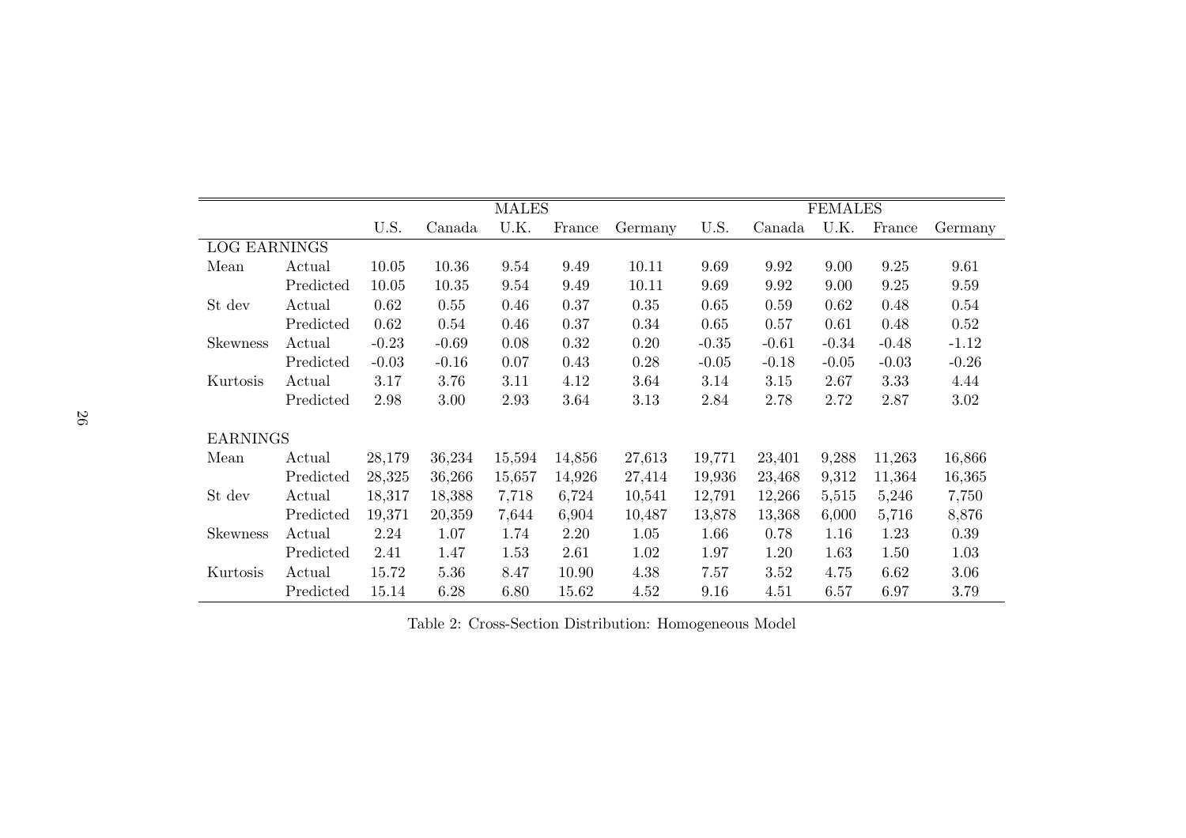| | | MALES | | | | | FEMALES | | | | |
|---|---|---|---|---|---|---|---|---|---|---|---|
| | | U.S. | Canada | U.K. | France | Germany | U.S. | Canada | U.K. | France | Germany |
| LOG EARNINGS | | | | | | | | | | | |
| Mean | Actual | 10.05 | 10.36 | 9.54 | 9.49 | 10.11 | 9.69 | 9.92 | 9.00 | 9.25 | 9.61 |
| | Predicted | 10.05 | 10.35 | 9.54 | 9.49 | 10.11 | 9.69 | 9.92 | 9.00 | 9.25 | 9.59 |
| St dev | Actual | 0.62 | 0.55 | 0.46 | 0.37 | 0.35 | 0.65 | 0.59 | 0.62 | 0.48 | 0.54 |
| | Predicted | 0.62 | 0.54 | 0.46 | 0.37 | 0.34 | 0.65 | 0.57 | 0.61 | 0.48 | 0.52 |
| Skewness | Actual | -0.23 | -0.69 | 0.08 | 0.32 | 0.20 | -0.35 | -0.61 | -0.34 | -0.48 | -1.12 |
| | Predicted | -0.03 | -0.16 | 0.07 | 0.43 | 0.28 | -0.05 | -0.18 | -0.05 | -0.03 | -0.26 |
| Kurtosis | Actual | 3.17 | 3.76 | 3.11 | 4.12 | 3.64 | 3.14 | 3.15 | 2.67 | 3.33 | 4.44 |
| | Predicted | 2.98 | 3.00 | 2.93 | 3.64 | 3.13 | 2.84 | 2.78 | 2.72 | 2.87 | 3.02 |
| EARNINGS | | | | | | | | | | | |
| Mean | Actual | 28,179 | 36,234 | 15,594 | 14,856 | 27,613 | 19,771 | 23,401 | 9,288 | 11,263 | 16,866 |
| | Predicted | 28,325 | 36,266 | 15,657 | 14,926 | 27,414 | 19,936 | 23,468 | 9,312 | 11,364 | 16,365 |
| St dev | Actual | 18,317 | 18,388 | 7,718 | 6,724 | 10,541 | 12,791 | 12,266 | 5,515 | 5,246 | 7,750 |
| | Predicted | 19,371 | 20,359 | 7,644 | 6,904 | 10,487 | 13,878 | 13,368 | 6,000 | 5,716 | 8,876 |
| Skewness | Actual | 2.24 | 1.07 | 1.74 | 2.20 | 1.05 | 1.66 | 0.78 | 1.16 | 1.23 | 0.39 |
| | Predicted | 2.41 | 1.47 | 1.53 | 2.61 | 1.02 | 1.97 | 1.20 | 1.63 | 1.50 | 1.03 |
| Kurtosis | Actual | 15.72 | 5.36 | 8.47 | 10.90 | 4.38 | 7.57 | 3.52 | 4.75 | 6.62 | 3.06 |
| | Predicted | 15.14 | 6.28 | 6.80 | 15.62 | 4.52 | 9.16 | 4.51 | 6.57 | 6.97 | 3.79 |

Table 2: Cross-Section Distribution: Homogeneous Model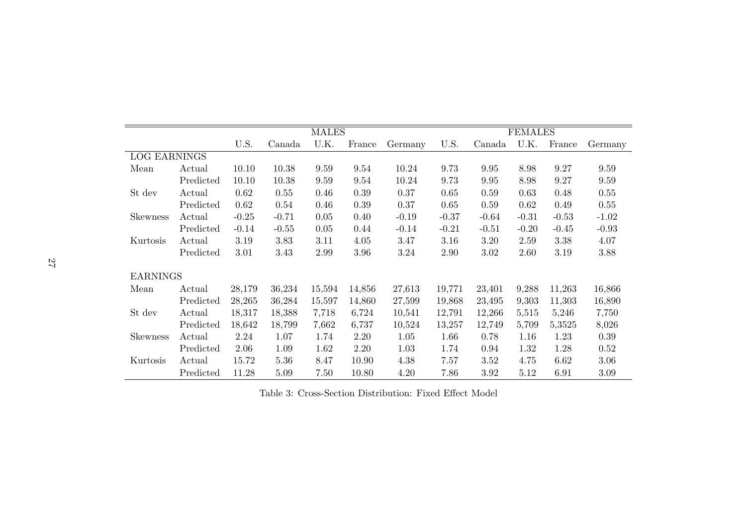| | | MALES | | | | | FEMALES | | | | |
|---|---|---|---|---|---|---|---|---|---|---|---|
| | | U.S. | Canada | U.K. | France | Germany | U.S. | Canada | U.K. | France | Germany |
| LOG EARNINGS | | | | | | | | | | | |
| Mean | Actual | 10.10 | 10.38 | 9.59 | 9.54 | 10.24 | 9.73 | 9.95 | 8.98 | 9.27 | 9.59 |
| | Predicted | 10.10 | 10.38 | 9.59 | 9.54 | 10.24 | 9.73 | 9.95 | 8.98 | 9.27 | 9.59 |
| St dev | Actual | 0.62 | 0.55 | 0.46 | 0.39 | 0.37 | 0.65 | 0.59 | 0.63 | 0.48 | 0.55 |
| | Predicted | 0.62 | 0.54 | 0.46 | 0.39 | 0.37 | 0.65 | 0.59 | 0.62 | 0.49 | 0.55 |
| Skewness | Actual | -0.25 | -0.71 | 0.05 | 0.40 | -0.19 | -0.37 | -0.64 | -0.31 | -0.53 | -1.02 |
| | Predicted | -0.14 | -0.55 | 0.05 | 0.44 | -0.14 | -0.21 | -0.51 | -0.20 | -0.45 | -0.93 |
| Kurtosis | Actual | 3.19 | 3.83 | 3.11 | 4.05 | 3.47 | 3.16 | 3.20 | 2.59 | 3.38 | 4.07 |
| | Predicted | 3.01 | 3.43 | 2.99 | 3.96 | 3.24 | 2.90 | 3.02 | 2.60 | 3.19 | 3.88 |
| EARNINGS | | | | | | | | | | | |
| Mean | Actual | 28,179 | 36,234 | 15,594 | 14,856 | 27,613 | 19,771 | 23,401 | 9,288 | 11,263 | 16,866 |
| | Predicted | 28,265 | 36,284 | 15,597 | 14,860 | 27,599 | 19,868 | 23,495 | 9,303 | 11,303 | 16,890 |
| St dev | Actual | 18,317 | 18,388 | 7,718 | 6,724 | 10,541 | 12,791 | 12,266 | 5,515 | 5,246 | 7,750 |
| | Predicted | 18,642 | 18,799 | 7,662 | 6,737 | 10,524 | 13,257 | 12,749 | 5,709 | 5,3525 | 8,026 |
| Skewness | Actual | 2.24 | 1.07 | 1.74 | 2.20 | 1.05 | 1.66 | 0.78 | 1.16 | 1.23 | 0.39 |
| | Predicted | 2.06 | 1.09 | 1.62 | 2.20 | 1.03 | 1.74 | 0.94 | 1.32 | 1.28 | 0.52 |
| Kurtosis | Actual | 15.72 | 5.36 | 8.47 | 10.90 | 4.38 | 7.57 | 3.52 | 4.75 | 6.62 | 3.06 |
| | Predicted | 11.28 | 5.09 | 7.50 | 10.80 | 4.20 | 7.86 | 3.92 | 5.12 | 6.91 | 3.09 |

Table 3: Cross-Section Distribution: Fixed Effect Model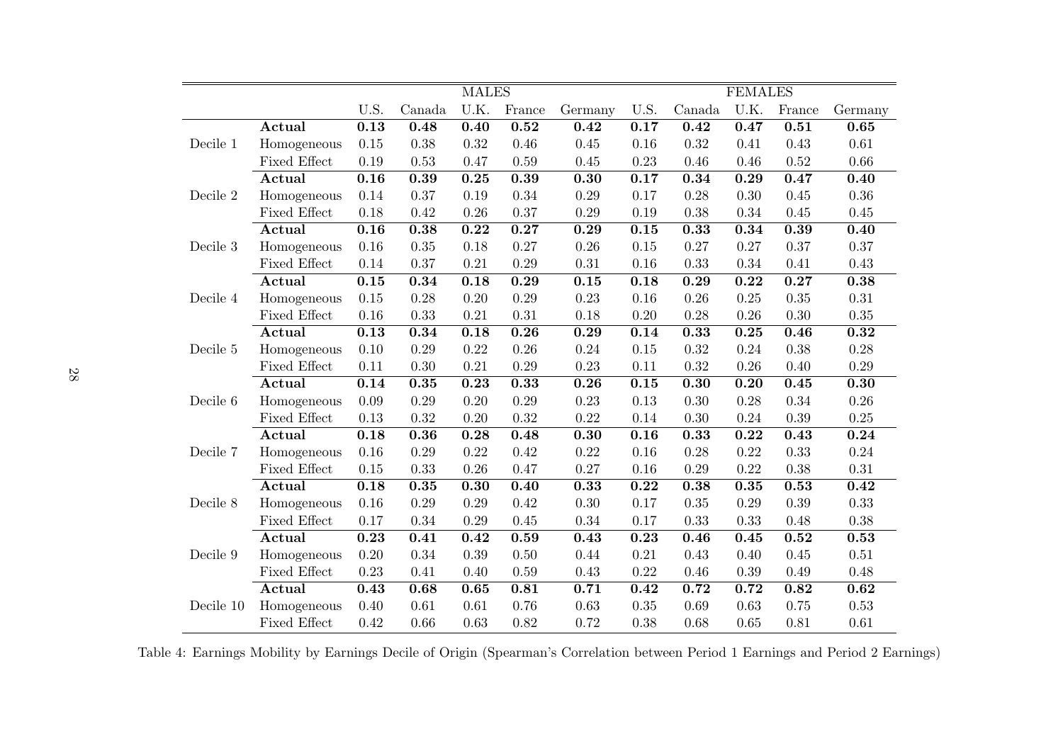| | | MALES | | | | | FEMALES | | | | |
|---|---|---|---|---|---|---|---|---|---|---|---|
| | | U.S. | Canada | U.K. | France | Germany | U.S. | Canada | U.K. | France | Germany |
| Decile 1 | **Actual** | **0.13** | **0.48** | **0.40** | **0.52** | **0.42** | **0.17** | **0.42** | **0.47** | **0.51** | **0.65** |
| | Homogeneous | 0.15 | 0.38 | 0.32 | 0.46 | 0.45 | 0.16 | 0.32 | 0.41 | 0.43 | 0.61 |
| | Fixed Effect | 0.19 | 0.53 | 0.47 | 0.59 | 0.45 | 0.23 | 0.46 | 0.46 | 0.52 | 0.66 |
| Decile 2 | **Actual** | **0.16** | **0.39** | **0.25** | **0.39** | **0.30** | **0.17** | **0.34** | **0.29** | **0.47** | **0.40** |
| | Homogeneous | 0.14 | 0.37 | 0.19 | 0.34 | 0.29 | 0.17 | 0.28 | 0.30 | 0.45 | 0.36 |
| | Fixed Effect | 0.18 | 0.42 | 0.26 | 0.37 | 0.29 | 0.19 | 0.38 | 0.34 | 0.45 | 0.45 |
| Decile 3 | **Actual** | **0.16** | **0.38** | **0.22** | **0.27** | **0.29** | **0.15** | **0.33** | **0.34** | **0.39** | **0.40** |
| | Homogeneous | 0.16 | 0.35 | 0.18 | 0.27 | 0.26 | 0.15 | 0.27 | 0.27 | 0.37 | 0.37 |
| | Fixed Effect | 0.14 | 0.37 | 0.21 | 0.29 | 0.31 | 0.16 | 0.33 | 0.34 | 0.41 | 0.43 |
| Decile 4 | **Actual** | **0.15** | **0.34** | **0.18** | **0.29** | **0.15** | **0.18** | **0.29** | **0.22** | **0.27** | **0.38** |
| | Homogeneous | 0.15 | 0.28 | 0.20 | 0.29 | 0.23 | 0.16 | 0.26 | 0.25 | 0.35 | 0.31 |
| | Fixed Effect | 0.16 | 0.33 | 0.21 | 0.31 | 0.18 | 0.20 | 0.28 | 0.26 | 0.30 | 0.35 |
| Decile 5 | **Actual** | **0.13** | **0.34** | **0.18** | **0.26** | **0.29** | **0.14** | **0.33** | **0.25** | **0.46** | **0.32** |
| | Homogeneous | 0.10 | 0.29 | 0.22 | 0.26 | 0.24 | 0.15 | 0.32 | 0.24 | 0.38 | 0.28 |
| | Fixed Effect | 0.11 | 0.30 | 0.21 | 0.29 | 0.23 | 0.11 | 0.32 | 0.26 | 0.40 | 0.29 |
| Decile 6 | **Actual** | **0.14** | **0.35** | **0.23** | **0.33** | **0.26** | **0.15** | **0.30** | **0.20** | **0.45** | **0.30** |
| | Homogeneous | 0.09 | 0.29 | 0.20 | 0.29 | 0.23 | 0.13 | 0.30 | 0.28 | 0.34 | 0.26 |
| | Fixed Effect | 0.13 | 0.32 | 0.20 | 0.32 | 0.22 | 0.14 | 0.30 | 0.24 | 0.39 | 0.25 |
| Decile 7 | **Actual** | **0.18** | **0.36** | **0.28** | **0.48** | **0.30** | **0.16** | **0.33** | **0.22** | **0.43** | **0.24** |
| | Homogeneous | 0.16 | 0.29 | 0.22 | 0.42 | 0.22 | 0.16 | 0.28 | 0.22 | 0.33 | 0.24 |
| | Fixed Effect | 0.15 | 0.33 | 0.26 | 0.47 | 0.27 | 0.16 | 0.29 | 0.22 | 0.38 | 0.31 |
| Decile 8 | **Actual** | **0.18** | **0.35** | **0.30** | **0.40** | **0.33** | **0.22** | **0.38** | **0.35** | **0.53** | **0.42** |
| | Homogeneous | 0.16 | 0.29 | 0.29 | 0.42 | 0.30 | 0.17 | 0.35 | 0.29 | 0.39 | 0.33 |
| | Fixed Effect | 0.17 | 0.34 | 0.29 | 0.45 | 0.34 | 0.17 | 0.33 | 0.33 | 0.48 | 0.38 |
| Decile 9 | **Actual** | **0.23** | **0.41** | **0.42** | **0.59** | **0.43** | **0.23** | **0.46** | **0.45** | **0.52** | **0.53** |
| | Homogeneous | 0.20 | 0.34 | 0.39 | 0.50 | 0.44 | 0.21 | 0.43 | 0.40 | 0.45 | 0.51 |
| | Fixed Effect | 0.23 | 0.41 | 0.40 | 0.59 | 0.43 | 0.22 | 0.46 | 0.39 | 0.49 | 0.48 |
| Decile 10 | **Actual** | **0.43** | **0.68** | **0.65** | **0.81** | **0.71** | **0.42** | **0.72** | **0.72** | **0.82** | **0.62** |
| | Homogeneous | 0.40 | 0.61 | 0.61 | 0.76 | 0.63 | 0.35 | 0.69 | 0.63 | 0.75 | 0.53 |
| | Fixed Effect | 0.42 | 0.66 | 0.63 | 0.82 | 0.72 | 0.38 | 0.68 | 0.65 | 0.81 | 0.61 |

Table 4: Earnings Mobility by Earnings Decile of Origin (Spearman's Correlation between Period 1 Earnings and Period 2 Earnings)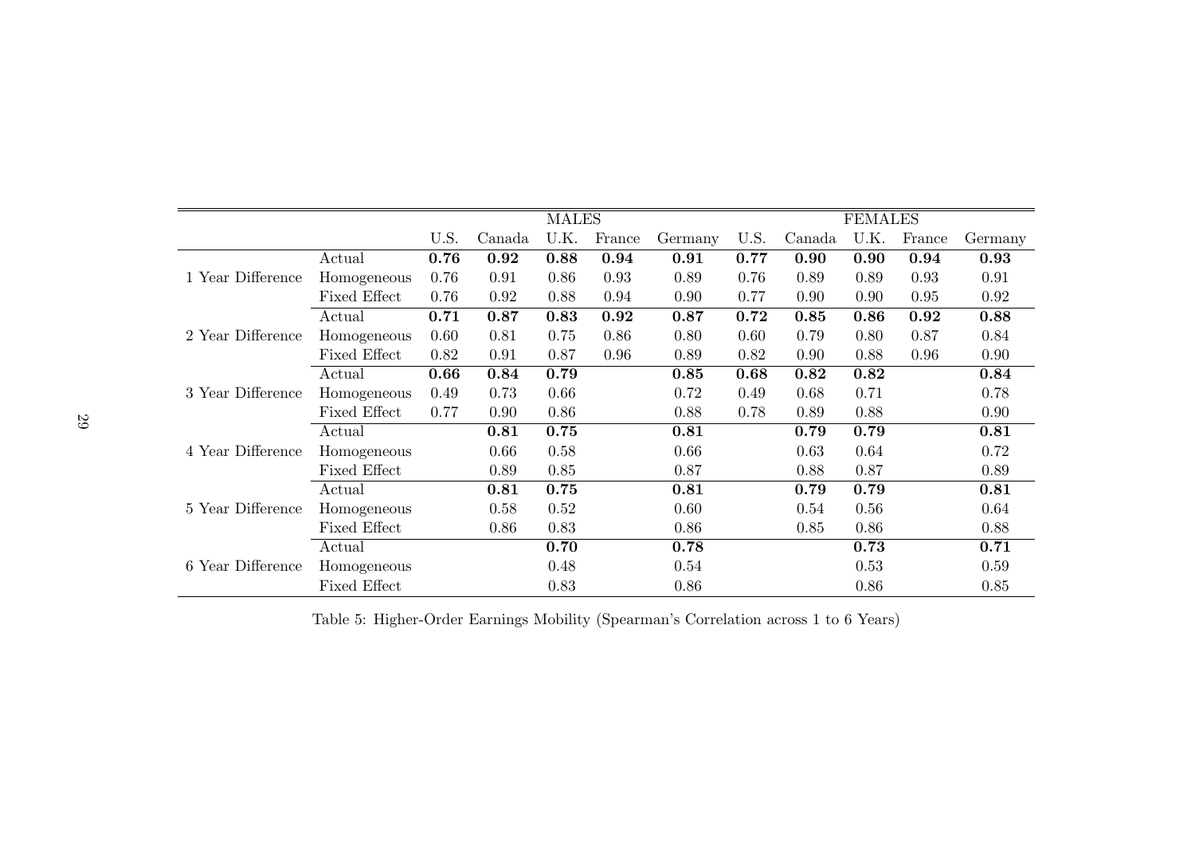| | | MALES | | | | | FEMALES | | | | |
|---|---|---|---|---|---|---|---|---|---|---|---|
| | | U.S. | Canada | U.K. | France | Germany | U.S. | Canada | U.K. | France | Germany |
| 1 Year Difference | Actual | **0.76** | **0.92** | **0.88** | **0.94** | **0.91** | **0.77** | **0.90** | **0.90** | **0.94** | **0.93** |
| | Homogeneous | 0.76 | 0.91 | 0.86 | 0.93 | 0.89 | 0.76 | 0.89 | 0.89 | 0.93 | 0.91 |
| | Fixed Effect | 0.76 | 0.92 | 0.88 | 0.94 | 0.90 | 0.77 | 0.90 | 0.90 | 0.95 | 0.92 |
| 2 Year Difference | Actual | **0.71** | **0.87** | **0.83** | **0.92** | **0.87** | **0.72** | **0.85** | **0.86** | **0.92** | **0.88** |
| | Homogeneous | 0.60 | 0.81 | 0.75 | 0.86 | 0.80 | 0.60 | 0.79 | 0.80 | 0.87 | 0.84 |
| | Fixed Effect | 0.82 | 0.91 | 0.87 | 0.96 | 0.89 | 0.82 | 0.90 | 0.88 | 0.96 | 0.90 |
| 3 Year Difference | Actual | **0.66** | **0.84** | **0.79** | | **0.85** | **0.68** | **0.82** | **0.82** | | **0.84** |
| | Homogeneous | 0.49 | 0.73 | 0.66 | | 0.72 | 0.49 | 0.68 | 0.71 | | 0.78 |
| | Fixed Effect | 0.77 | 0.90 | 0.86 | | 0.88 | 0.78 | 0.89 | 0.88 | | 0.90 |
| 4 Year Difference | Actual | | **0.81** | **0.75** | | **0.81** | | **0.79** | **0.79** | | **0.81** |
| | Homogeneous | | 0.66 | 0.58 | | 0.66 | | 0.63 | 0.64 | | 0.72 |
| | Fixed Effect | | 0.89 | 0.85 | | 0.87 | | 0.88 | 0.87 | | 0.89 |
| 5 Year Difference | Actual | | **0.81** | **0.75** | | **0.81** | | **0.79** | **0.79** | | **0.81** |
| | Homogeneous | | 0.58 | 0.52 | | 0.60 | | 0.54 | 0.56 | | 0.64 |
| | Fixed Effect | | 0.86 | 0.83 | | 0.86 | | 0.85 | 0.86 | | 0.88 |
| 6 Year Difference | Actual | | | **0.70** | | **0.78** | | | **0.73** | | **0.71** |
| | Homogeneous | | | 0.48 | | 0.54 | | | 0.53 | | 0.59 |
| | Fixed Effect | | | 0.83 | | 0.86 | | | 0.86 | | 0.85 |

Table 5: Higher-Order Earnings Mobility (Spearman's Correlation across 1 to 6 Years)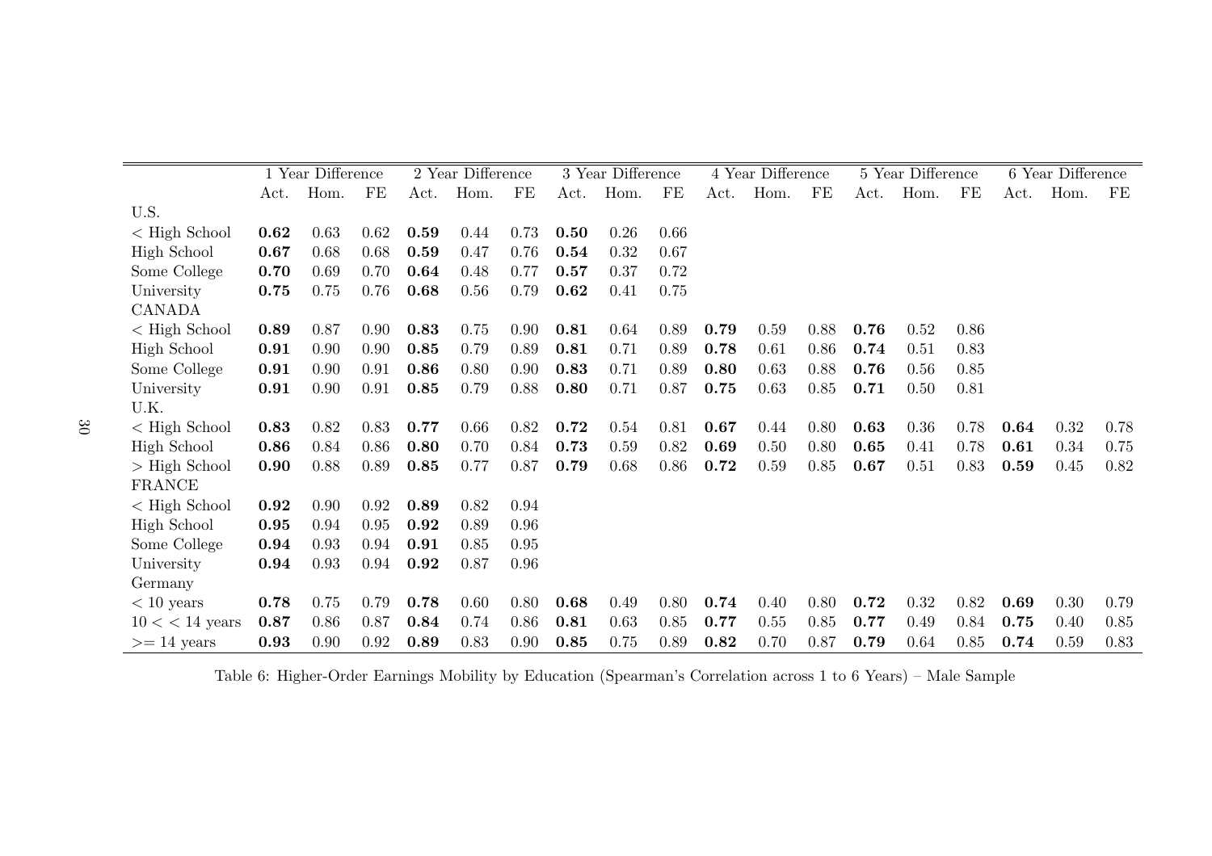| | 1 Year Difference | | | 2 Year Difference | | | 3 Year Difference | | | 4 Year Difference | | | 5 Year Difference | | | 6 Year Difference | | |
|---|---|---|---|---|---|---|---|---|---|---|---|---|---|---|---|---|---|---|
| | Act. | Hom. | FE | Act. | Hom. | FE | Act. | Hom. | FE | Act. | Hom. | FE | Act. | Hom. | FE | Act. | Hom. | FE |
| U.S. | | | | | | | | | | | | | | | | | | |
| < High School | **0.62** | 0.63 | 0.62 | **0.59** | 0.44 | 0.73 | **0.50** | 0.26 | 0.66 | | | | | | | | | |
| High School | **0.67** | 0.68 | 0.68 | **0.59** | 0.47 | 0.76 | **0.54** | 0.32 | 0.67 | | | | | | | | | |
| Some College | **0.70** | 0.69 | 0.70 | **0.64** | 0.48 | 0.77 | **0.57** | 0.37 | 0.72 | | | | | | | | | |
| University | **0.75** | 0.75 | 0.76 | **0.68** | 0.56 | 0.79 | **0.62** | 0.41 | 0.75 | | | | | | | | | |
| CANADA | | | | | | | | | | | | | | | | | | |
| < High School | **0.89** | 0.87 | 0.90 | **0.83** | 0.75 | 0.90 | **0.81** | 0.64 | 0.89 | **0.79** | 0.59 | 0.88 | **0.76** | 0.52 | 0.86 | | | |
| High School | **0.91** | 0.90 | 0.90 | **0.85** | 0.79 | 0.89 | **0.81** | 0.71 | 0.89 | **0.78** | 0.61 | 0.86 | **0.74** | 0.51 | 0.83 | | | |
| Some College | **0.91** | 0.90 | 0.91 | **0.86** | 0.80 | 0.90 | **0.83** | 0.71 | 0.89 | **0.80** | 0.63 | 0.88 | **0.76** | 0.56 | 0.85 | | | |
| University | **0.91** | 0.90 | 0.91 | **0.85** | 0.79 | 0.88 | **0.80** | 0.71 | 0.87 | **0.75** | 0.63 | 0.85 | **0.71** | 0.50 | 0.81 | | | |
| U.K. | | | | | | | | | | | | | | | | | | |
| < High School | **0.83** | 0.82 | 0.83 | **0.77** | 0.66 | 0.82 | **0.72** | 0.54 | 0.81 | **0.67** | 0.44 | 0.80 | **0.63** | 0.36 | 0.78 | **0.64** | 0.32 | 0.78 |
| High School | **0.86** | 0.84 | 0.86 | **0.80** | 0.70 | 0.84 | **0.73** | 0.59 | 0.82 | **0.69** | 0.50 | 0.80 | **0.65** | 0.41 | 0.78 | **0.61** | 0.34 | 0.75 |
| > High School | **0.90** | 0.88 | 0.89 | **0.85** | 0.77 | 0.87 | **0.79** | 0.68 | 0.86 | **0.72** | 0.59 | 0.85 | **0.67** | 0.51 | 0.83 | **0.59** | 0.45 | 0.82 |
| FRANCE | | | | | | | | | | | | | | | | | | |
| < High School | **0.92** | 0.90 | 0.92 | **0.89** | 0.82 | 0.94 | | | | | | | | | | | | |
| High School | **0.95** | 0.94 | 0.95 | **0.92** | 0.89 | 0.96 | | | | | | | | | | | | |
| Some College | **0.94** | 0.93 | 0.94 | **0.91** | 0.85 | 0.95 | | | | | | | | | | | | |
| University | **0.94** | 0.93 | 0.94 | **0.92** | 0.87 | 0.96 | | | | | | | | | | | | |
| Germany | | | | | | | | | | | | | | | | | | |
| < 10 years | **0.78** | 0.75 | 0.79 | **0.78** | 0.60 | 0.80 | **0.68** | 0.49 | 0.80 | **0.74** | 0.40 | 0.80 | **0.72** | 0.32 | 0.82 | **0.69** | 0.30 | 0.79 |
| 10 < < 14 years | **0.87** | 0.86 | 0.87 | **0.84** | 0.74 | 0.86 | **0.81** | 0.63 | 0.85 | **0.77** | 0.55 | 0.85 | **0.77** | 0.49 | 0.84 | **0.75** | 0.40 | 0.85 |
| >= 14 years | **0.93** | 0.90 | 0.92 | **0.89** | 0.83 | 0.90 | **0.85** | 0.75 | 0.89 | **0.82** | 0.70 | 0.87 | **0.79** | 0.64 | 0.85 | **0.74** | 0.59 | 0.83 |

Table 6: Higher-Order Earnings Mobility by Education (Spearman's Correlation across 1 to 6 Years) – Male Sample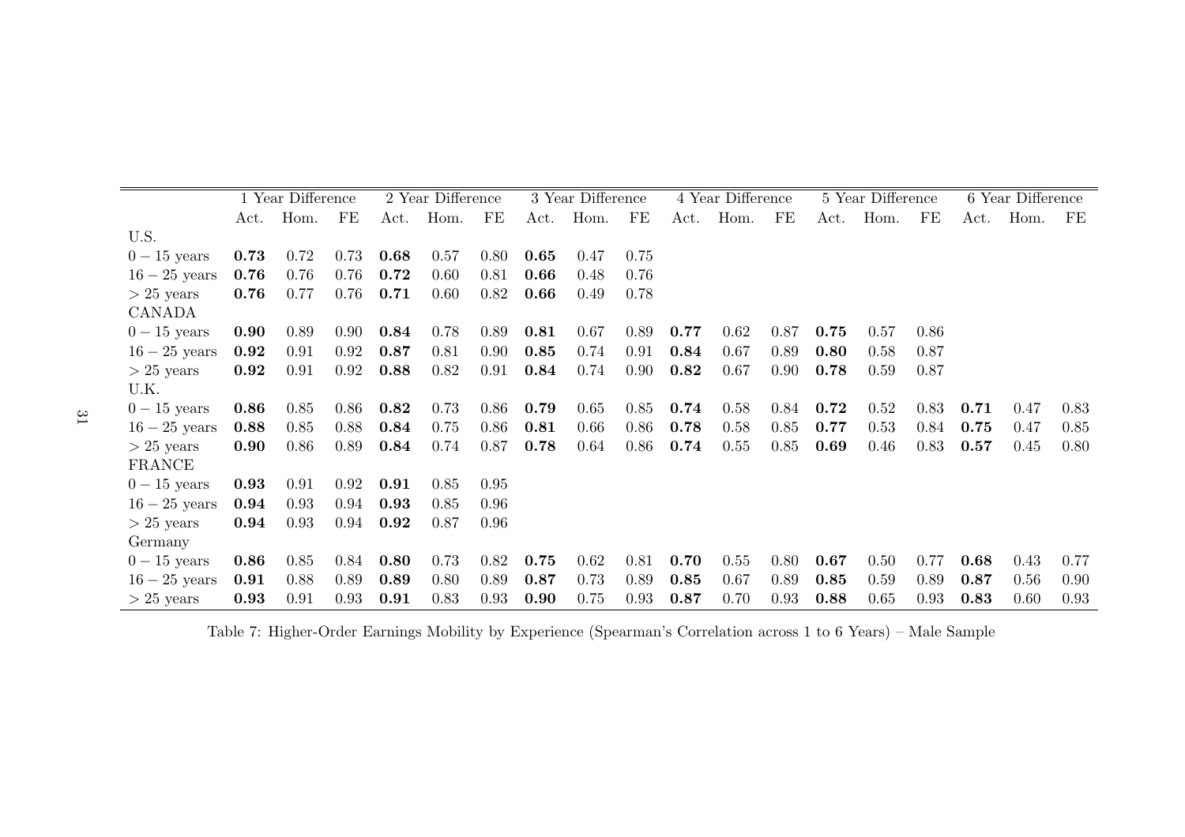| | 1 Year Difference | | | 2 Year Difference | | | 3 Year Difference | | | 4 Year Difference | | | 5 Year Difference | | | 6 Year Difference | | |
|---|---|---|---|---|---|---|---|---|---|---|---|---|---|---|---|---|---|---|
| | Act. | Hom. | FE | Act. | Hom. | FE | Act. | Hom. | FE | Act. | Hom. | FE | Act. | Hom. | FE | Act. | Hom. | FE |
| U.S. | | | | | | | | | | | | | | | | | | |
| $0-15$ years | **0.73** | 0.72 | 0.73 | **0.68** | 0.57 | 0.80 | **0.65** | 0.47 | 0.75 | | | | | | | | | |
| $16-25$ years | **0.76** | 0.76 | 0.76 | **0.72** | 0.60 | 0.81 | **0.66** | 0.48 | 0.76 | | | | | | | | | |
| $>25$ years | **0.76** | 0.77 | 0.76 | **0.71** | 0.60 | 0.82 | **0.66** | 0.49 | 0.78 | | | | | | | | | |
| CANADA | | | | | | | | | | | | | | | | | | |
| $0-15$ years | **0.90** | 0.89 | 0.90 | **0.84** | 0.78 | 0.89 | **0.81** | 0.67 | 0.89 | **0.77** | 0.62 | 0.87 | **0.75** | 0.57 | 0.86 | | | |
| $16-25$ years | **0.92** | 0.91 | 0.92 | **0.87** | 0.81 | 0.90 | **0.85** | 0.74 | 0.91 | **0.84** | 0.67 | 0.89 | **0.80** | 0.58 | 0.87 | | | |
| $>25$ years | **0.92** | 0.91 | 0.92 | **0.88** | 0.82 | 0.91 | **0.84** | 0.74 | 0.90 | **0.82** | 0.67 | 0.90 | **0.78** | 0.59 | 0.87 | | | |
| U.K. | | | | | | | | | | | | | | | | | | |
| $0-15$ years | **0.86** | 0.85 | 0.86 | **0.82** | 0.73 | 0.86 | **0.79** | 0.65 | 0.85 | **0.74** | 0.58 | 0.84 | **0.72** | 0.52 | 0.83 | **0.71** | 0.47 | 0.83 |
| $16-25$ years | **0.88** | 0.85 | 0.88 | **0.84** | 0.75 | 0.86 | **0.81** | 0.66 | 0.86 | **0.78** | 0.58 | 0.85 | **0.77** | 0.53 | 0.84 | **0.75** | 0.47 | 0.85 |
| $>25$ years | **0.90** | 0.86 | 0.89 | **0.84** | 0.74 | 0.87 | **0.78** | 0.64 | 0.86 | **0.74** | 0.55 | 0.85 | **0.69** | 0.46 | 0.83 | **0.57** | 0.45 | 0.80 |
| FRANCE | | | | | | | | | | | | | | | | | | |
| $0-15$ years | **0.93** | 0.91 | 0.92 | **0.91** | 0.85 | 0.95 | | | | | | | | | | | | |
| $16-25$ years | **0.94** | 0.93 | 0.94 | **0.93** | 0.85 | 0.96 | | | | | | | | | | | | |
| $>25$ years | **0.94** | 0.93 | 0.94 | **0.92** | 0.87 | 0.96 | | | | | | | | | | | | |
| Germany | | | | | | | | | | | | | | | | | | |
| $0-15$ years | **0.86** | 0.85 | 0.84 | **0.80** | 0.73 | 0.82 | **0.75** | 0.62 | 0.81 | **0.70** | 0.55 | 0.80 | **0.67** | 0.50 | 0.77 | **0.68** | 0.43 | 0.77 |
| $16-25$ years | **0.91** | 0.88 | 0.89 | **0.89** | 0.80 | 0.89 | **0.87** | 0.73 | 0.89 | **0.85** | 0.67 | 0.89 | **0.85** | 0.59 | 0.89 | **0.87** | 0.56 | 0.90 |
| $>25$ years | **0.93** | 0.91 | 0.93 | **0.91** | 0.83 | 0.93 | **0.90** | 0.75 | 0.93 | **0.87** | 0.70 | 0.93 | **0.88** | 0.65 | 0.93 | **0.83** | 0.60 | 0.93 |

Table 7: Higher-Order Earnings Mobility by Experience (Spearman's Correlation across 1 to 6 Years) – Male Sample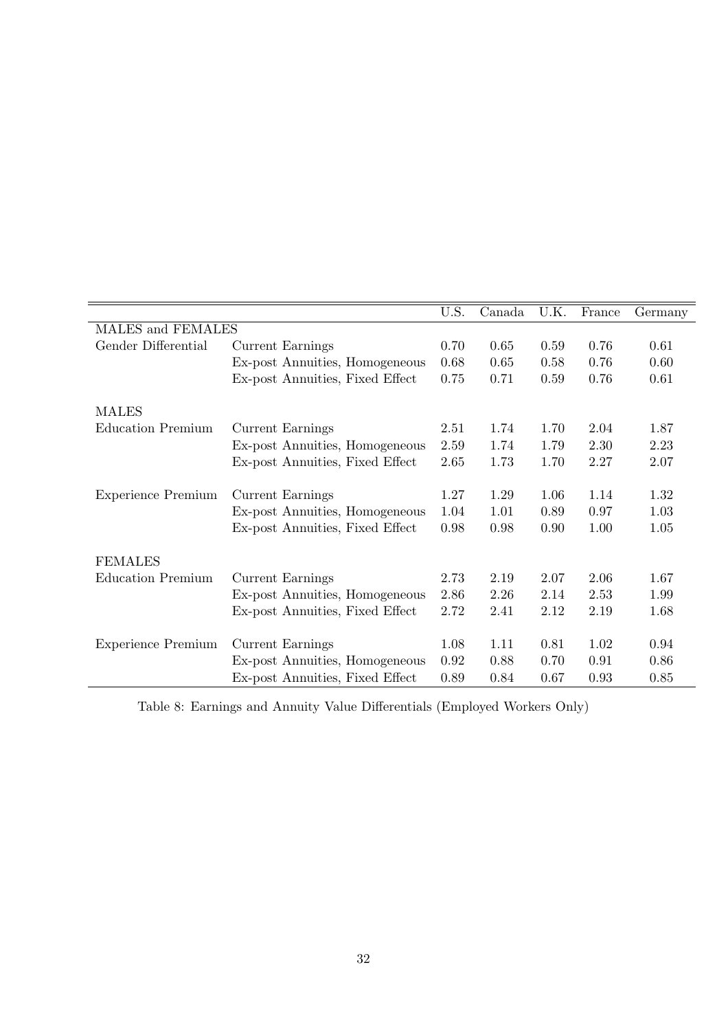| | | U.S. | Canada | U.K. | France | Germany |
|---|---|---|---|---|---|---|
| MALES and FEMALES | | | | | | |
| Gender Differential | Current Earnings | 0.70 | 0.65 | 0.59 | 0.76 | 0.61 |
| | Ex-post Annuities, Homogeneous | 0.68 | 0.65 | 0.58 | 0.76 | 0.60 |
| | Ex-post Annuities, Fixed Effect | 0.75 | 0.71 | 0.59 | 0.76 | 0.61 |
| | | | | | | |
| MALES | | | | | | |
| Education Premium | Current Earnings | 2.51 | 1.74 | 1.70 | 2.04 | 1.87 |
| | Ex-post Annuities, Homogeneous | 2.59 | 1.74 | 1.79 | 2.30 | 2.23 |
| | Ex-post Annuities, Fixed Effect | 2.65 | 1.73 | 1.70 | 2.27 | 2.07 |
| | | | | | | |
| Experience Premium | Current Earnings | 1.27 | 1.29 | 1.06 | 1.14 | 1.32 |
| | Ex-post Annuities, Homogeneous | 1.04 | 1.01 | 0.89 | 0.97 | 1.03 |
| | Ex-post Annuities, Fixed Effect | 0.98 | 0.98 | 0.90 | 1.00 | 1.05 |
| | | | | | | |
| FEMALES | | | | | | |
| Education Premium | Current Earnings | 2.73 | 2.19 | 2.07 | 2.06 | 1.67 |
| | Ex-post Annuities, Homogeneous | 2.86 | 2.26 | 2.14 | 2.53 | 1.99 |
| | Ex-post Annuities, Fixed Effect | 2.72 | 2.41 | 2.12 | 2.19 | 1.68 |
| | | | | | | |
| Experience Premium | Current Earnings | 1.08 | 1.11 | 0.81 | 1.02 | 0.94 |
| | Ex-post Annuities, Homogeneous | 0.92 | 0.88 | 0.70 | 0.91 | 0.86 |
| | Ex-post Annuities, Fixed Effect | 0.89 | 0.84 | 0.67 | 0.93 | 0.85 |

Table 8: Earnings and Annuity Value Differentials (Employed Workers Only)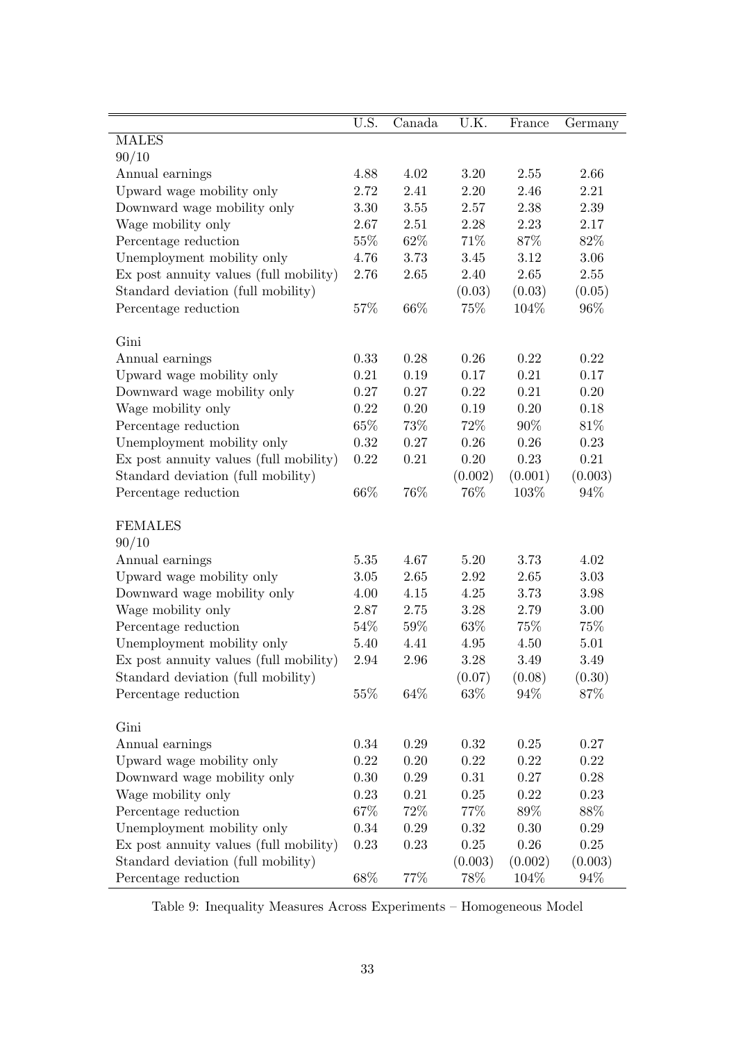| | U.S. | Canada | U.K. | France | Germany |
|---|---|---|---|---|---|
| MALES | | | | | |
| 90/10 | | | | | |
| Annual earnings | 4.88 | 4.02 | 3.20 | 2.55 | 2.66 |
| Upward wage mobility only | 2.72 | 2.41 | 2.20 | 2.46 | 2.21 |
| Downward wage mobility only | 3.30 | 3.55 | 2.57 | 2.38 | 2.39 |
| Wage mobility only | 2.67 | 2.51 | 2.28 | 2.23 | 2.17 |
| Percentage reduction | 55% | 62% | 71% | 87% | 82% |
| Unemployment mobility only | 4.76 | 3.73 | 3.45 | 3.12 | 3.06 |
| Ex post annuity values (full mobility) | 2.76 | 2.65 | 2.40 | 2.65 | 2.55 |
| Standard deviation (full mobility) | | | (0.03) | (0.03) | (0.05) |
| Percentage reduction | 57% | 66% | 75% | 104% | 96% |
| | | | | | |
| Gini | | | | | |
| Annual earnings | 0.33 | 0.28 | 0.26 | 0.22 | 0.22 |
| Upward wage mobility only | 0.21 | 0.19 | 0.17 | 0.21 | 0.17 |
| Downward wage mobility only | 0.27 | 0.27 | 0.22 | 0.21 | 0.20 |
| Wage mobility only | 0.22 | 0.20 | 0.19 | 0.20 | 0.18 |
| Percentage reduction | 65% | 73% | 72% | 90% | 81% |
| Unemployment mobility only | 0.32 | 0.27 | 0.26 | 0.26 | 0.23 |
| Ex post annuity values (full mobility) | 0.22 | 0.21 | 0.20 | 0.23 | 0.21 |
| Standard deviation (full mobility) | | | (0.002) | (0.001) | (0.003) |
| Percentage reduction | 66% | 76% | 76% | 103% | 94% |
| | | | | | |
| FEMALES | | | | | |
| 90/10 | | | | | |
| Annual earnings | 5.35 | 4.67 | 5.20 | 3.73 | 4.02 |
| Upward wage mobility only | 3.05 | 2.65 | 2.92 | 2.65 | 3.03 |
| Downward wage mobility only | 4.00 | 4.15 | 4.25 | 3.73 | 3.98 |
| Wage mobility only | 2.87 | 2.75 | 3.28 | 2.79 | 3.00 |
| Percentage reduction | 54% | 59% | 63% | 75% | 75% |
| Unemployment mobility only | 5.40 | 4.41 | 4.95 | 4.50 | 5.01 |
| Ex post annuity values (full mobility) | 2.94 | 2.96 | 3.28 | 3.49 | 3.49 |
| Standard deviation (full mobility) | | | (0.07) | (0.08) | (0.30) |
| Percentage reduction | 55% | 64% | 63% | 94% | 87% |
| | | | | | |
| Gini | | | | | |
| Annual earnings | 0.34 | 0.29 | 0.32 | 0.25 | 0.27 |
| Upward wage mobility only | 0.22 | 0.20 | 0.22 | 0.22 | 0.22 |
| Downward wage mobility only | 0.30 | 0.29 | 0.31 | 0.27 | 0.28 |
| Wage mobility only | 0.23 | 0.21 | 0.25 | 0.22 | 0.23 |
| Percentage reduction | 67% | 72% | 77% | 89% | 88% |
| Unemployment mobility only | 0.34 | 0.29 | 0.32 | 0.30 | 0.29 |
| Ex post annuity values (full mobility) | 0.23 | 0.23 | 0.25 | 0.26 | 0.25 |
| Standard deviation (full mobility) | | | (0.003) | (0.002) | (0.003) |
| Percentage reduction | 68% | 77% | 78% | 104% | 94% |

Table 9: Inequality Measures Across Experiments – Homogeneous Model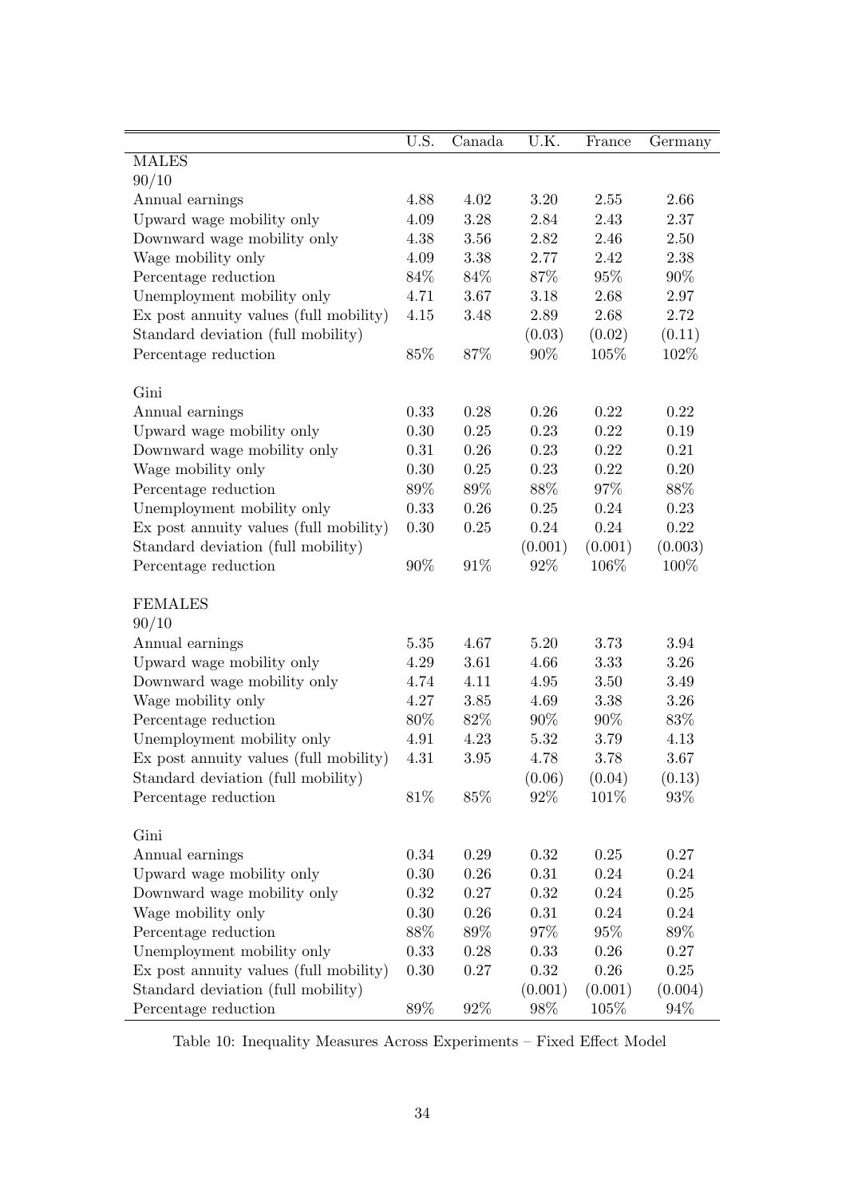| | U.S. | Canada | U.K. | France | Germany |
|---|---|---|---|---|---|
| MALES | | | | | |
| 90/10 | | | | | |
| Annual earnings | 4.88 | 4.02 | 3.20 | 2.55 | 2.66 |
| Upward wage mobility only | 4.09 | 3.28 | 2.84 | 2.43 | 2.37 |
| Downward wage mobility only | 4.38 | 3.56 | 2.82 | 2.46 | 2.50 |
| Wage mobility only | 4.09 | 3.38 | 2.77 | 2.42 | 2.38 |
| Percentage reduction | 84% | 84% | 87% | 95% | 90% |
| Unemployment mobility only | 4.71 | 3.67 | 3.18 | 2.68 | 2.97 |
| Ex post annuity values (full mobility) | 4.15 | 3.48 | 2.89 | 2.68 | 2.72 |
| Standard deviation (full mobility) | | | (0.03) | (0.02) | (0.11) |
| Percentage reduction | 85% | 87% | 90% | 105% | 102% |
| Gini | | | | | |
| Annual earnings | 0.33 | 0.28 | 0.26 | 0.22 | 0.22 |
| Upward wage mobility only | 0.30 | 0.25 | 0.23 | 0.22 | 0.19 |
| Downward wage mobility only | 0.31 | 0.26 | 0.23 | 0.22 | 0.21 |
| Wage mobility only | 0.30 | 0.25 | 0.23 | 0.22 | 0.20 |
| Percentage reduction | 89% | 89% | 88% | 97% | 88% |
| Unemployment mobility only | 0.33 | 0.26 | 0.25 | 0.24 | 0.23 |
| Ex post annuity values (full mobility) | 0.30 | 0.25 | 0.24 | 0.24 | 0.22 |
| Standard deviation (full mobility) | | | (0.001) | (0.001) | (0.003) |
| Percentage reduction | 90% | 91% | 92% | 106% | 100% |
| FEMALES | | | | | |
| 90/10 | | | | | |
| Annual earnings | 5.35 | 4.67 | 5.20 | 3.73 | 3.94 |
| Upward wage mobility only | 4.29 | 3.61 | 4.66 | 3.33 | 3.26 |
| Downward wage mobility only | 4.74 | 4.11 | 4.95 | 3.50 | 3.49 |
| Wage mobility only | 4.27 | 3.85 | 4.69 | 3.38 | 3.26 |
| Percentage reduction | 80% | 82% | 90% | 90% | 83% |
| Unemployment mobility only | 4.91 | 4.23 | 5.32 | 3.79 | 4.13 |
| Ex post annuity values (full mobility) | 4.31 | 3.95 | 4.78 | 3.78 | 3.67 |
| Standard deviation (full mobility) | | | (0.06) | (0.04) | (0.13) |
| Percentage reduction | 81% | 85% | 92% | 101% | 93% |
| Gini | | | | | |
| Annual earnings | 0.34 | 0.29 | 0.32 | 0.25 | 0.27 |
| Upward wage mobility only | 0.30 | 0.26 | 0.31 | 0.24 | 0.24 |
| Downward wage mobility only | 0.32 | 0.27 | 0.32 | 0.24 | 0.25 |
| Wage mobility only | 0.30 | 0.26 | 0.31 | 0.24 | 0.24 |
| Percentage reduction | 88% | 89% | 97% | 95% | 89% |
| Unemployment mobility only | 0.33 | 0.28 | 0.33 | 0.26 | 0.27 |
| Ex post annuity values (full mobility) | 0.30 | 0.27 | 0.32 | 0.26 | 0.25 |
| Standard deviation (full mobility) | | | (0.001) | (0.001) | (0.004) |
| Percentage reduction | 89% | 92% | 98% | 105% | 94% |

Table 10: Inequality Measures Across Experiments – Fixed Effect Model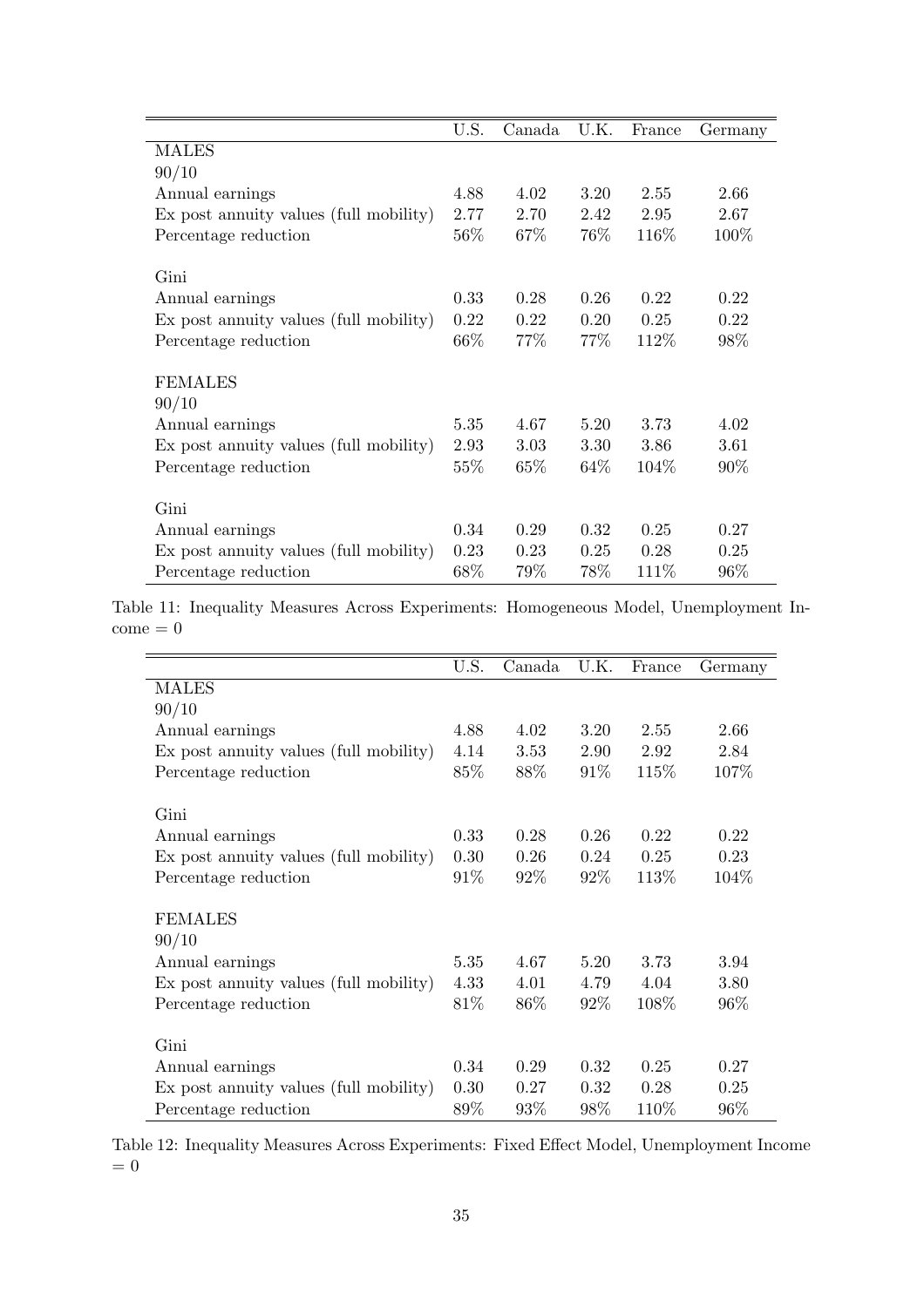| | U.S. | Canada | U.K. | France | Germany |
|---|---|---|---|---|---|
| MALES | | | | | |
| 90/10 | | | | | |
| Annual earnings | 4.88 | 4.02 | 3.20 | 2.55 | 2.66 |
| Ex post annuity values (full mobility) | 2.77 | 2.70 | 2.42 | 2.95 | 2.67 |
| Percentage reduction | 56% | 67% | 76% | 116% | 100% |
| | | | | | |
| Gini | | | | | |
| Annual earnings | 0.33 | 0.28 | 0.26 | 0.22 | 0.22 |
| Ex post annuity values (full mobility) | 0.22 | 0.22 | 0.20 | 0.25 | 0.22 |
| Percentage reduction | 66% | 77% | 77% | 112% | 98% |
| | | | | | |
| FEMALES | | | | | |
| 90/10 | | | | | |
| Annual earnings | 5.35 | 4.67 | 5.20 | 3.73 | 4.02 |
| Ex post annuity values (full mobility) | 2.93 | 3.03 | 3.30 | 3.86 | 3.61 |
| Percentage reduction | 55% | 65% | 64% | 104% | 90% |
| | | | | | |
| Gini | | | | | |
| Annual earnings | 0.34 | 0.29 | 0.32 | 0.25 | 0.27 |
| Ex post annuity values (full mobility) | 0.23 | 0.23 | 0.25 | 0.28 | 0.25 |
| Percentage reduction | 68% | 79% | 78% | 111% | 96% |

Table 11: Inequality Measures Across Experiments: Homogeneous Model, Unemployment Income = 0

| | U.S. | Canada | U.K. | France | Germany |
|---|---|---|---|---|---|
| MALES | | | | | |
| 90/10 | | | | | |
| Annual earnings | 4.88 | 4.02 | 3.20 | 2.55 | 2.66 |
| Ex post annuity values (full mobility) | 4.14 | 3.53 | 2.90 | 2.92 | 2.84 |
| Percentage reduction | 85% | 88% | 91% | 115% | 107% |
| | | | | | |
| Gini | | | | | |
| Annual earnings | 0.33 | 0.28 | 0.26 | 0.22 | 0.22 |
| Ex post annuity values (full mobility) | 0.30 | 0.26 | 0.24 | 0.25 | 0.23 |
| Percentage reduction | 91% | 92% | 92% | 113% | 104% |
| | | | | | |
| FEMALES | | | | | |
| 90/10 | | | | | |
| Annual earnings | 5.35 | 4.67 | 5.20 | 3.73 | 3.94 |
| Ex post annuity values (full mobility) | 4.33 | 4.01 | 4.79 | 4.04 | 3.80 |
| Percentage reduction | 81% | 86% | 92% | 108% | 96% |
| | | | | | |
| Gini | | | | | |
| Annual earnings | 0.34 | 0.29 | 0.32 | 0.25 | 0.27 |
| Ex post annuity values (full mobility) | 0.30 | 0.27 | 0.32 | 0.28 | 0.25 |
| Percentage reduction | 89% | 93% | 98% | 110% | 96% |

Table 12: Inequality Measures Across Experiments: Fixed Effect Model, Unemployment Income = 0